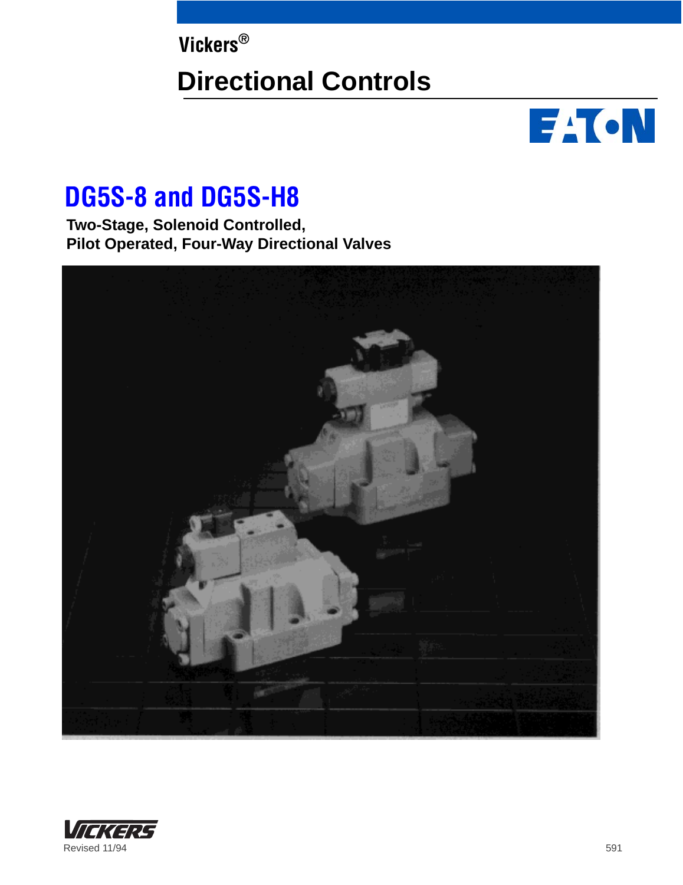Vickers®

# Directional Controls

# DG5S-8 and DG5S-H8

**Two-Stage, Solenoid Controlled,**
**Pilot Operated, Four-Way Directional Valves**

Revised 11/94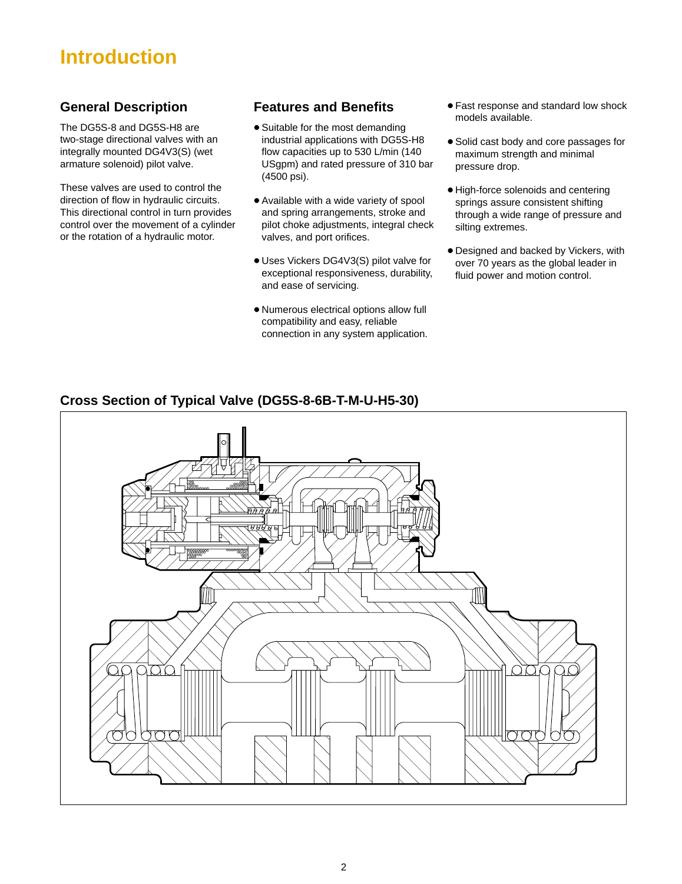# Introduction

## General Description

The DG5S-8 and DG5S-H8 are two-stage directional valves with an integrally mounted DG4V3(S) (wet armature solenoid) pilot valve.

These valves are used to control the direction of flow in hydraulic circuits. This directional control in turn provides control over the movement of a cylinder or the rotation of a hydraulic motor.

## Features and Benefits

- Suitable for the most demanding industrial applications with DG5S-H8 flow capacities up to 530 L/min (140 USgpm) and rated pressure of 310 bar (4500 psi).
- Available with a wide variety of spool and spring arrangements, stroke and pilot choke adjustments, integral check valves, and port orifices.
- Uses Vickers DG4V3(S) pilot valve for exceptional responsiveness, durability, and ease of servicing.
- Numerous electrical options allow full compatibility and easy, reliable connection in any system application.
- Fast response and standard low shock models available.
- Solid cast body and core passages for maximum strength and minimal pressure drop.
- High-force solenoids and centering springs assure consistent shifting through a wide range of pressure and silting extremes.
- Designed and backed by Vickers, with over 70 years as the global leader in fluid power and motion control.

## Cross Section of Typical Valve (DG5S-8-6B-T-M-U-H5-30)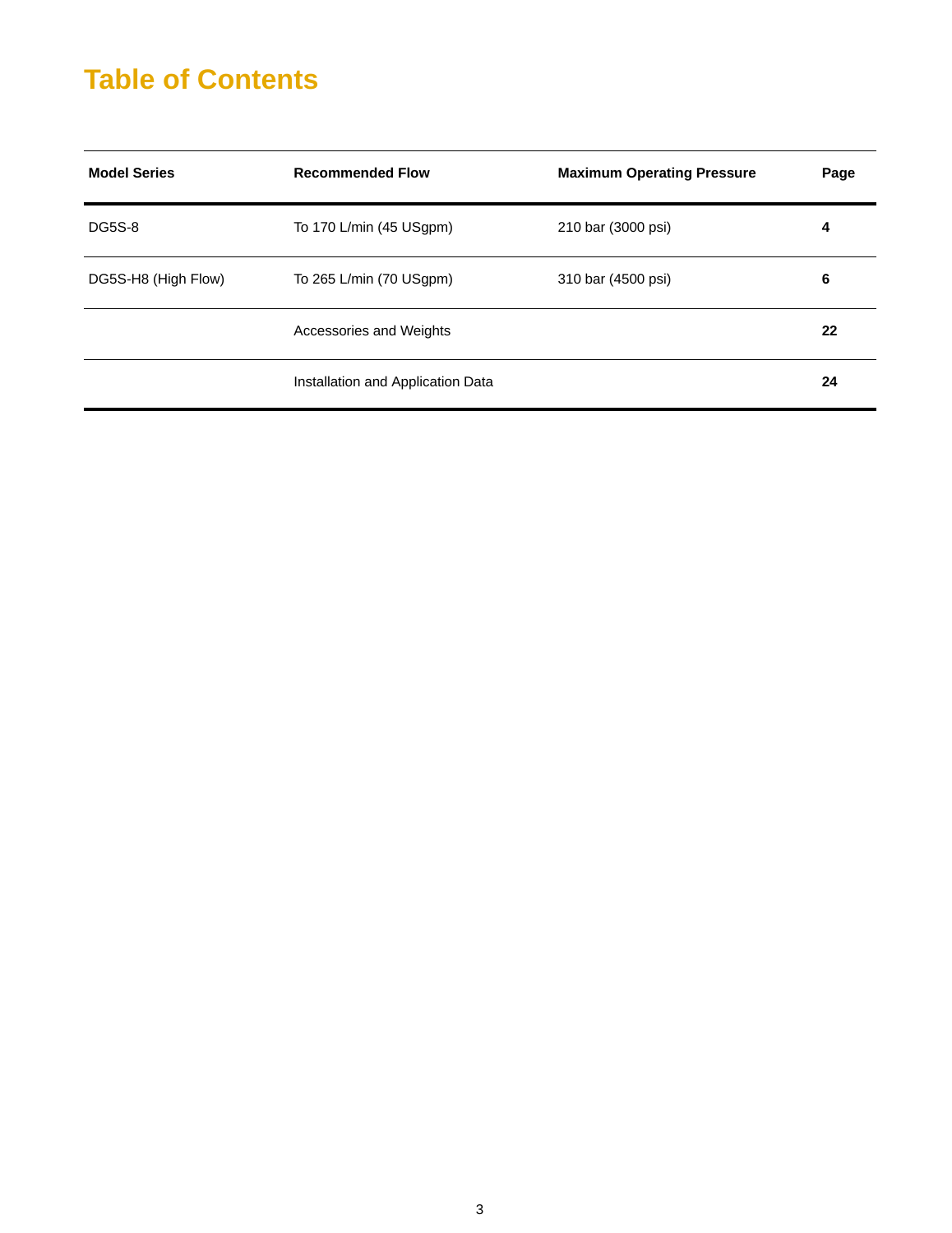# Table of Contents

| Model Series | Recommended Flow | Maximum Operating Pressure | Page |
|---|---|---|---|
| DG5S-8 | To 170 L/min (45 USgpm) | 210 bar (3000 psi) | **4** |
| DG5S-H8 (High Flow) | To 265 L/min (70 USgpm) | 310 bar (4500 psi) | **6** |
| | Accessories and Weights | | **22** |
| | Installation and Application Data | | **24** |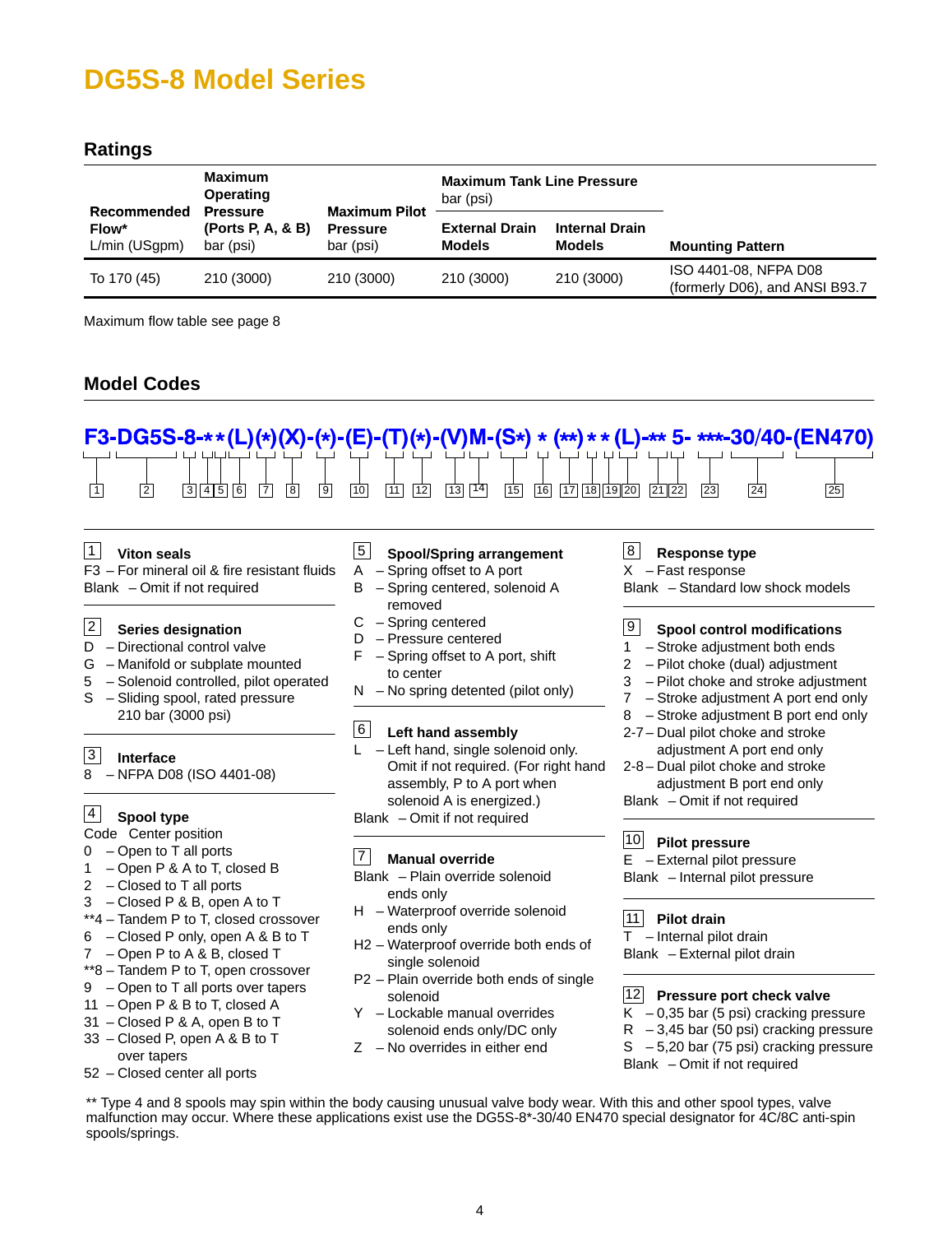# DG5S-8 Model Series

## Ratings

| Recommended Flow* L/min (USgpm) | Maximum Operating Pressure (Ports P, A, & B) bar (psi) | Maximum Pilot Pressure bar (psi) | Maximum Tank Line Pressure bar (psi) | | Mounting Pattern |
|---|---|---|---|---|---|
| | | | External Drain Models | Internal Drain Models | |
| To 170 (45) | 210 (3000) | 210 (3000) | 210 (3000) | 210 (3000) | ISO 4401-08, NFPA D08 (formerly D06), and ANSI B93.7 |

Maximum flow table see page 8

## Model Codes

**F3-DG5S-8-\*\*(L)(\*)(X)-(\*)-(E)-(T)(\*)-(V)M-(S\*) \* (\*\*) \* \* (L)-\*\* 5- \*\*\*-30/40-(EN470)**

1 2 3 4 5 6 7 8 9 10 11 12 13 14 15 16 17 18 19 20 21 22 23 24 25

**1 Viton seals**
- F3 – For mineral oil & fire resistant fluids
- Blank – Omit if not required

**2 Series designation**
- D – Directional control valve
- G – Manifold or subplate mounted
- 5 – Solenoid controlled, pilot operated
- S – Sliding spool, rated pressure 210 bar (3000 psi)

**3 Interface**
- 8 – NFPA D08 (ISO 4401-08)

**4 Spool type**

Code Center position
- 0 – Open to T all ports
- 1 – Open P & A to T, closed B
- 2 – Closed to T all ports
- 3 – Closed P & B, open A to T
- \*\*4 – Tandem P to T, closed crossover
- 6 – Closed P only, open A & B to T
- 7 – Open P to A & B, closed T
- \*\*8 – Tandem P to T, open crossover
- 9 – Open to T all ports over tapers
- 11 – Open P & B to T, closed A
- 31 – Closed P & A, open B to T
- 33 – Closed P, open A & B to T over tapers
- 52 – Closed center all ports

**5 Spool/Spring arrangement**
- A – Spring offset to A port
- B – Spring centered, solenoid A removed
- C – Spring centered
- D – Pressure centered
- F – Spring offset to A port, shift to center
- N – No spring detented (pilot only)

**6 Left hand assembly**
- L – Left hand, single solenoid only. Omit if not required. (For right hand assembly, P to A port when solenoid A is energized.)
- Blank – Omit if not required

**7 Manual override**
- Blank – Plain override solenoid ends only
- H – Waterproof override solenoid ends only
- H2 – Waterproof override both ends of single solenoid
- P2 – Plain override both ends of single solenoid
- Y – Lockable manual overrides solenoid ends only/DC only
- Z – No overrides in either end

**8 Response type**
- X – Fast response
- Blank – Standard low shock models

**9 Spool control modifications**
- 1 – Stroke adjustment both ends
- 2 – Pilot choke (dual) adjustment
- 3 – Pilot choke and stroke adjustment
- 7 – Stroke adjustment A port end only
- 8 – Stroke adjustment B port end only
- 2-7 – Dual pilot choke and stroke adjustment A port end only
- 2-8 – Dual pilot choke and stroke adjustment B port end only
- Blank – Omit if not required

**10 Pilot pressure**
- E – External pilot pressure
- Blank – Internal pilot pressure

**11 Pilot drain**
- T – Internal pilot drain
- Blank – External pilot drain

**12 Pressure port check valve**
- K – 0,35 bar (5 psi) cracking pressure
- R – 3,45 bar (50 psi) cracking pressure
- S – 5,20 bar (75 psi) cracking pressure
- Blank – Omit if not required

\*\* Type 4 and 8 spools may spin within the body causing unusual valve body wear. With this and other spool types, valve malfunction may occur. Where these applications exist use the DG5S-8\*-30/40 EN470 special designator for 4C/8C anti-spin spools/springs.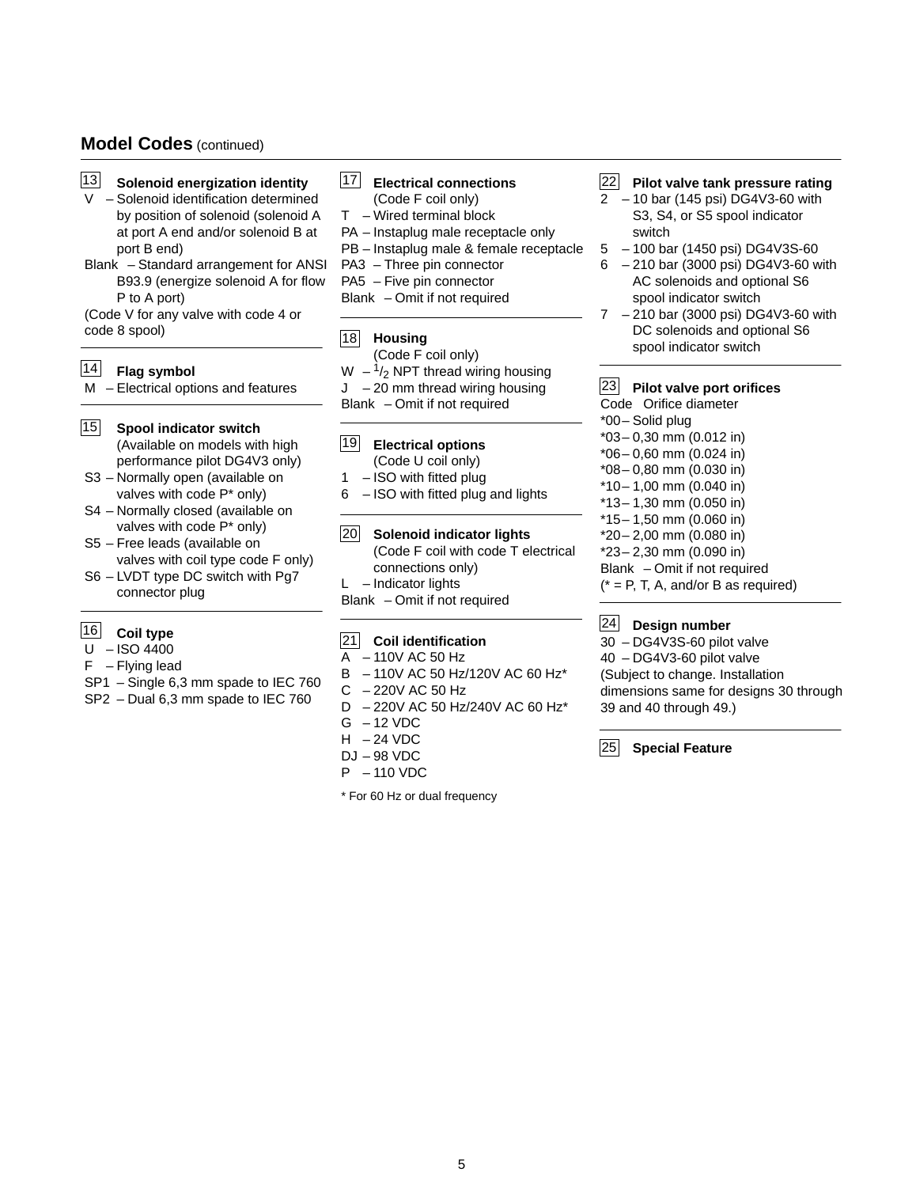## Model Codes (continued)

**13 Solenoid energization identity**

- V – Solenoid identification determined by position of solenoid (solenoid A at port A end and/or solenoid B at port B end)
- Blank – Standard arrangement for ANSI B93.9 (energize solenoid A for flow P to A port)

(Code V for any valve with code 4 or code 8 spool)

**14 Flag symbol**

- M – Electrical options and features

**15 Spool indicator switch**

(Available on models with high performance pilot DG4V3 only)

- S3 – Normally open (available on valves with code P* only)
- S4 – Normally closed (available on valves with code P* only)
- S5 – Free leads (available on valves with coil type code F only)
- S6 – LVDT type DC switch with Pg7 connector plug

**16 Coil type**

- U – ISO 4400
- F – Flying lead
- SP1 – Single 6,3 mm spade to IEC 760
- SP2 – Dual 6,3 mm spade to IEC 760

**17 Electrical connections**

(Code F coil only)

- T – Wired terminal block
- PA – Instaplug male receptacle only
- PB – Instaplug male & female receptacle
- PA3 – Three pin connector
- PA5 – Five pin connector
- Blank – Omit if not required

**18 Housing**

(Code F coil only)

- W – 1/2 NPT thread wiring housing
- J – 20 mm thread wiring housing
- Blank – Omit if not required

**19 Electrical options**

(Code U coil only)

- 1 – ISO with fitted plug
- 6 – ISO with fitted plug and lights

**20 Solenoid indicator lights**

(Code F coil with code T electrical connections only)

- L – Indicator lights
- Blank – Omit if not required

**21 Coil identification**

- A – 110V AC 50 Hz
- B – 110V AC 50 Hz/120V AC 60 Hz*
- C – 220V AC 50 Hz
- D – 220V AC 50 Hz/240V AC 60 Hz*
- G – 12 VDC
- H – 24 VDC
- DJ – 98 VDC
- P – 110 VDC

* For 60 Hz or dual frequency

**22 Pilot valve tank pressure rating**

- 2 – 10 bar (145 psi) DG4V3-60 with S3, S4, or S5 spool indicator switch
- 5 – 100 bar (1450 psi) DG4V3S-60
- 6 – 210 bar (3000 psi) DG4V3-60 with AC solenoids and optional S6 spool indicator switch
- 7 – 210 bar (3000 psi) DG4V3-60 with DC solenoids and optional S6 spool indicator switch

**23 Pilot valve port orifices**

| Code | Orifice diameter |
|---|---|
| *00 | Solid plug |
| *03 | 0,30 mm (0.012 in) |
| *06 | 0,60 mm (0.024 in) |
| *08 | 0,80 mm (0.030 in) |
| *10 | 1,00 mm (0.040 in) |
| *13 | 1,30 mm (0.050 in) |
| *15 | 1,50 mm (0.060 in) |
| *20 | 2,00 mm (0.080 in) |
| *23 | 2,30 mm (0.090 in) |
| Blank | Omit if not required |

(* = P, T, A, and/or B as required)

**24 Design number**

- 30 – DG4V3S-60 pilot valve
- 40 – DG4V3-60 pilot valve

(Subject to change. Installation dimensions same for designs 30 through 39 and 40 through 49.)

**25 Special Feature**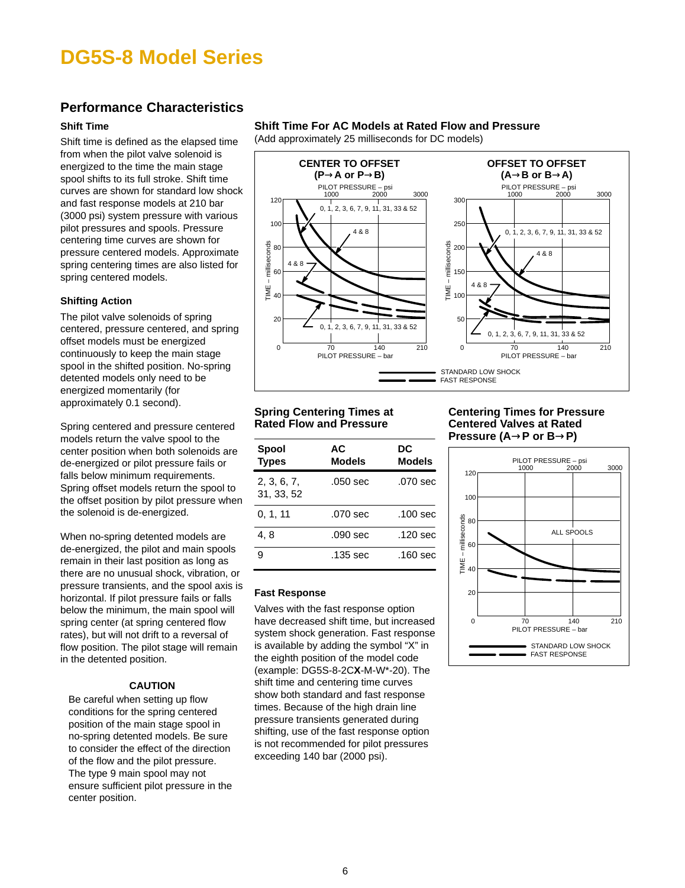# DG5S-8 Model Series

## Performance Characteristics

### Shift Time

Shift time is defined as the elapsed time from when the pilot valve solenoid is energized to the time the main stage spool shifts to its full stroke. Shift time curves are shown for standard low shock and fast response models at 210 bar (3000 psi) system pressure with various pilot pressures and spools. Pressure centering time curves are shown for pressure centered models. Approximate spring centering times are also listed for spring centered models.

### Shifting Action

The pilot valve solenoids of spring centered, pressure centered, and spring offset models must be energized continuously to keep the main stage spool in the shifted position. No-spring detented models only need to be energized momentarily (for approximately 0.1 second).

Spring centered and pressure centered models return the valve spool to the center position when both solenoids are de-energized or pilot pressure fails or falls below minimum requirements. Spring offset models return the spool to the offset position by pilot pressure when the solenoid is de-energized.

When no-spring detented models are de-energized, the pilot and main spools remain in their last position as long as there are no unusual shock, vibration, or pressure transients, and the spool axis is horizontal. If pilot pressure fails or falls below the minimum, the main spool will spring center (at spring centered flow rates), but will not drift to a reversal of flow position. The pilot stage will remain in the detented position.

**CAUTION**

Be careful when setting up flow conditions for the spring centered position of the main stage spool in no-spring detented models. Be sure to consider the effect of the direction of the flow and the pilot pressure. The type 9 main spool may not ensure sufficient pilot pressure in the center position.

### Shift Time For AC Models at Rated Flow and Pressure

(Add approximately 25 milliseconds for DC models)

**CENTER TO OFFSET (P→A or P→B)** — Pilot pressure 1000/2000/3000 psi (70/140/210 bar); time 0–120 milliseconds. Curves: 0, 1, 2, 3, 6, 7, 9, 11, 31, 33 & 52; 4 & 8.

**OFFSET TO OFFSET (A→B or B→A)** — Pilot pressure 1000/2000/3000 psi (70/140/210 bar); time 0–300 milliseconds. Curves: 0, 1, 2, 3, 6, 7, 9, 11, 31, 33 & 52; 4 & 8.

Legend: STANDARD LOW SHOCK (solid line); FAST RESPONSE (dashed line)

### Spring Centering Times at Rated Flow and Pressure

| Spool Types | AC Models | DC Models |
|---|---|---|
| 2, 3, 6, 7, 31, 33, 52 | .050 sec | .070 sec |
| 0, 1, 11 | .070 sec | .100 sec |
| 4, 8 | .090 sec | .120 sec |
| 9 | .135 sec | .160 sec |

### Centering Times for Pressure Centered Valves at Rated Pressure (A→P or B→P)

Pilot pressure 1000/2000/3000 psi (70/140/210 bar); time 0–120 milliseconds. ALL SPOOLS.

Legend: STANDARD LOW SHOCK (solid line); FAST RESPONSE (dashed line)

### Fast Response

Valves with the fast response option have decreased shift time, but increased system shock generation. Fast response is available by adding the symbol "X" in the eighth position of the model code (example: DG5S-8-2C**X**-M-W*-20). The shift time and centering time curves show both standard and fast response times. Because of the high drain line pressure transients generated during shifting, use of the fast response option is not recommended for pilot pressures exceeding 140 bar (2000 psi).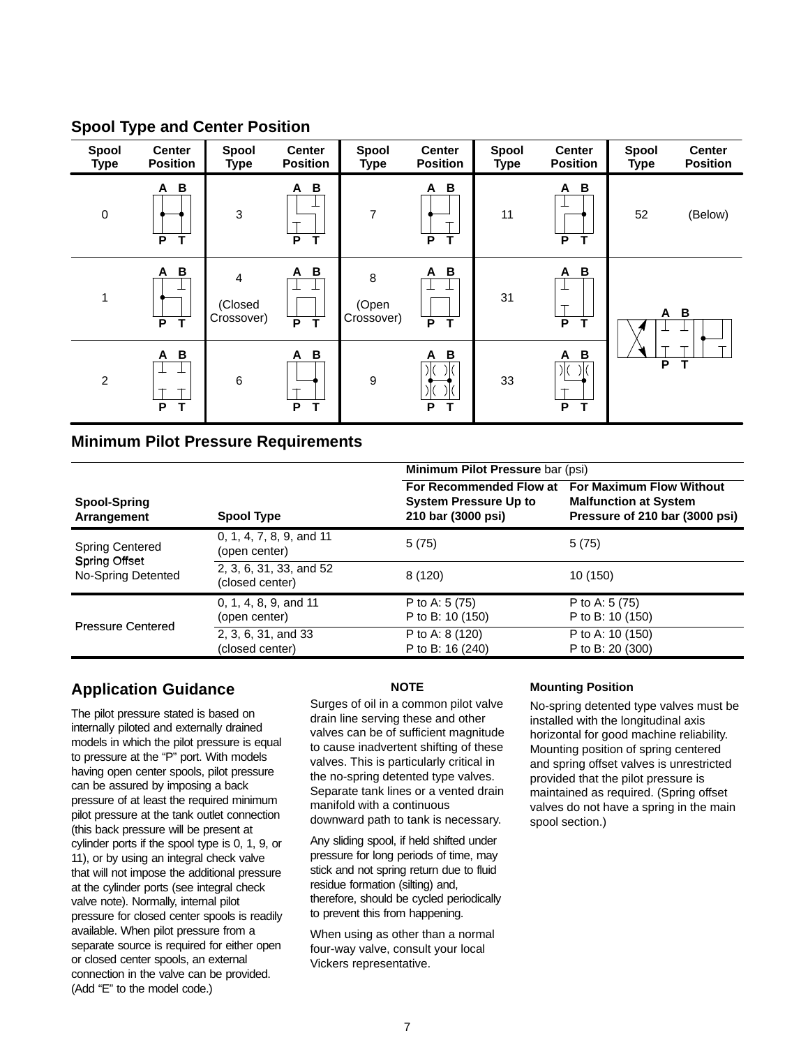## Spool Type and Center Position

| Spool Type | Center Position | Spool Type | Center Position | Spool Type | Center Position | Spool Type | Center Position | Spool Type | Center Position |
|---|---|---|---|---|---|---|---|---|---|
| 0 | A B / P T | 3 | A B / P T | 7 | A B / P T | 11 | A B / P T | 52 | (Below) |
| 1 | A B / P T | 4 (Closed Crossover) | A B / P T | 8 (Open Crossover) | A B / P T | 31 | A B / P T | | A B / P T |
| 2 | A B / P T | 6 | A B / P T | 9 | A B / P T | 33 | A B / P T | | |

## Minimum Pilot Pressure Requirements

| Spool-Spring Arrangement | Spool Type | Minimum Pilot Pressure bar (psi) For Recommended Flow at System Pressure Up to 210 bar (3000 psi) | Minimum Pilot Pressure bar (psi) For Maximum Flow Without Malfunction at System Pressure of 210 bar (3000 psi) |
|---|---|---|---|
| Spring Centered<br>Spring Offset<br>No-Spring Detented | 0, 1, 4, 7, 8, 9, and 11 (open center) | 5 (75) | 5 (75) |
| | 2, 3, 6, 31, 33, and 52 (closed center) | 8 (120) | 10 (150) |
| Pressure Centered | 0, 1, 4, 8, 9, and 11 (open center) | P to A: 5 (75)<br>P to B: 10 (150) | P to A: 5 (75)<br>P to B: 10 (150) |
| | 2, 3, 6, 31, and 33 (closed center) | P to A: 8 (120)<br>P to B: 16 (240) | P to A: 10 (150)<br>P to B: 20 (300) |

## Application Guidance

The pilot pressure stated is based on internally piloted and externally drained models in which the pilot pressure is equal to pressure at the "P" port. With models having open center spools, pilot pressure can be assured by imposing a back pressure of at least the required minimum pilot pressure at the tank outlet connection (this back pressure will be present at cylinder ports if the spool type is 0, 1, 9, or 11), or by using an integral check valve that will not impose the additional pressure at the cylinder ports (see integral check valve note). Normally, internal pilot pressure for closed center spools is readily available. When pilot pressure from a separate source is required for either open or closed center spools, an external connection in the valve can be provided. (Add "E" to the model code.)

**NOTE**

Surges of oil in a common pilot valve drain line serving these and other valves can be of sufficient magnitude to cause inadvertent shifting of these valves. This is particularly critical in the no-spring detented type valves. Separate tank lines or a vented drain manifold with a continuous downward path to tank is necessary.

Any sliding spool, if held shifted under pressure for long periods of time, may stick and not spring return due to fluid residue formation (silting) and, therefore, should be cycled periodically to prevent this from happening.

When using as other than a normal four-way valve, consult your local Vickers representative.

**Mounting Position**

No-spring detented type valves must be installed with the longitudinal axis horizontal for good machine reliability. Mounting position of spring centered and spring offset valves is unrestricted provided that the pilot pressure is maintained as required. (Spring offset valves do not have a spring in the main spool section.)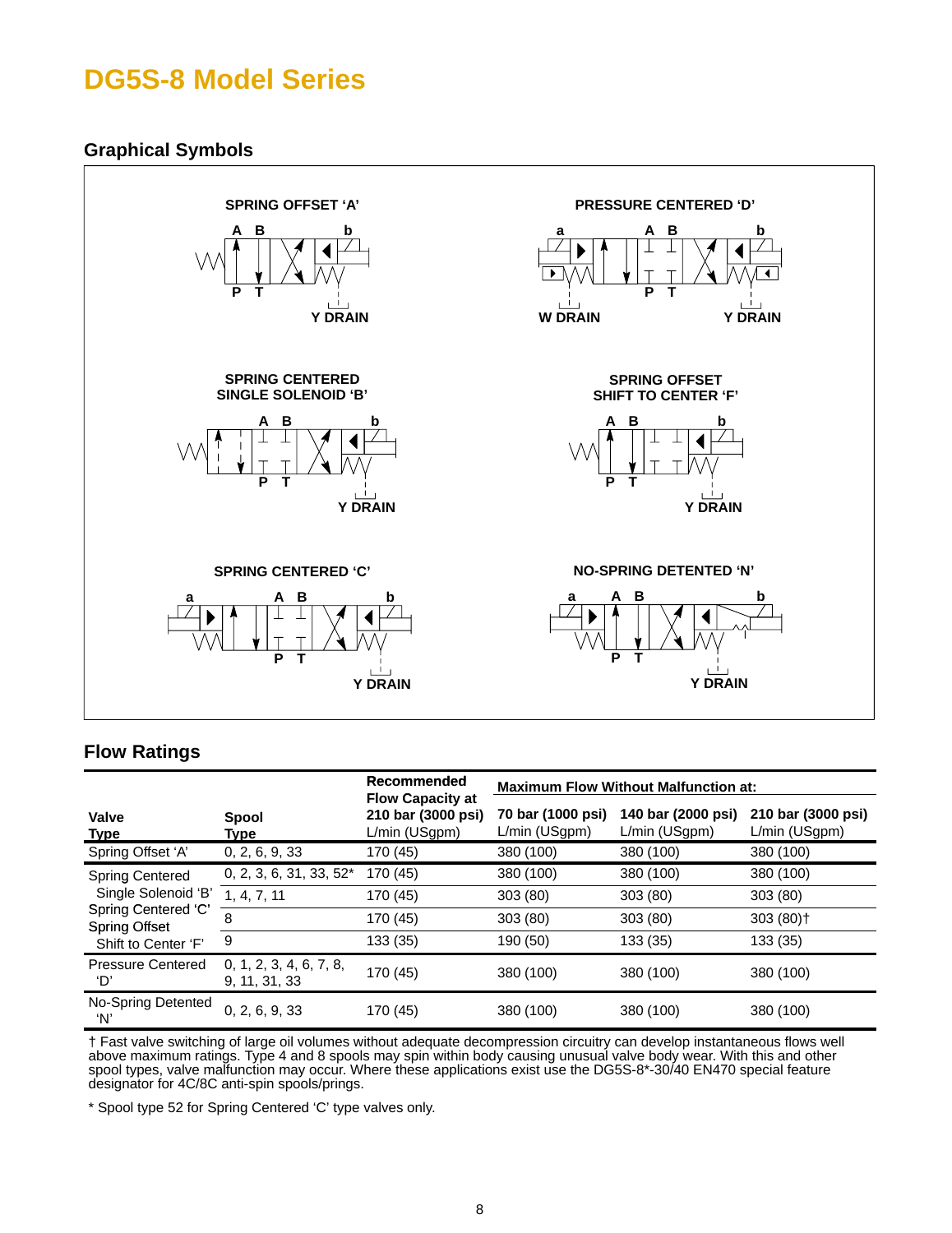# DG5S-8 Model Series

## Graphical Symbols

SPRING OFFSET 'A'

A B b

P T

Y DRAIN

PRESSURE CENTERED 'D'

a A B b

P T

W DRAIN Y DRAIN

SPRING CENTERED SINGLE SOLENOID 'B'

A B b

P T

Y DRAIN

SPRING OFFSET SHIFT TO CENTER 'F'

A B b

P T

Y DRAIN

SPRING CENTERED 'C'

a A B b

P T

Y DRAIN

NO-SPRING DETENTED 'N'

a A B b

P T

Y DRAIN

## Flow Ratings

| Valve Type | Spool Type | Recommended Flow Capacity at 210 bar (3000 psi) L/min (USgpm) | Maximum Flow Without Malfunction at: 70 bar (1000 psi) L/min (USgpm) | 140 bar (2000 psi) L/min (USgpm) | 210 bar (3000 psi) L/min (USgpm) |
|---|---|---|---|---|---|
| Spring Offset 'A' | 0, 2, 6, 9, 33 | 170 (45) | 380 (100) | 380 (100) | 380 (100) |
| Spring Centered Single Solenoid 'B' Spring Centered 'C' Spring Offset Shift to Center 'F' | 0, 2, 3, 6, 31, 33, 52* | 170 (45) | 380 (100) | 380 (100) | 380 (100) |
| | 1, 4, 7, 11 | 170 (45) | 303 (80) | 303 (80) | 303 (80) |
| | 8 | 170 (45) | 303 (80) | 303 (80) | 303 (80)† |
| | 9 | 133 (35) | 190 (50) | 133 (35) | 133 (35) |
| Pressure Centered 'D' | 0, 1, 2, 3, 4, 6, 7, 8, 9, 11, 31, 33 | 170 (45) | 380 (100) | 380 (100) | 380 (100) |
| No-Spring Detented 'N' | 0, 2, 6, 9, 33 | 170 (45) | 380 (100) | 380 (100) | 380 (100) |

† Fast valve switching of large oil volumes without adequate decompression circuitry can develop instantaneous flows well above maximum ratings. Type 4 and 8 spools may spin within body causing unusual valve body wear. With this and other spool types, valve malfunction may occur. Where these applications exist use the DG5S-8*-30/40 EN470 special feature designator for 4C/8C anti-spin spools/prings.

* Spool type 52 for Spring Centered 'C' type valves only.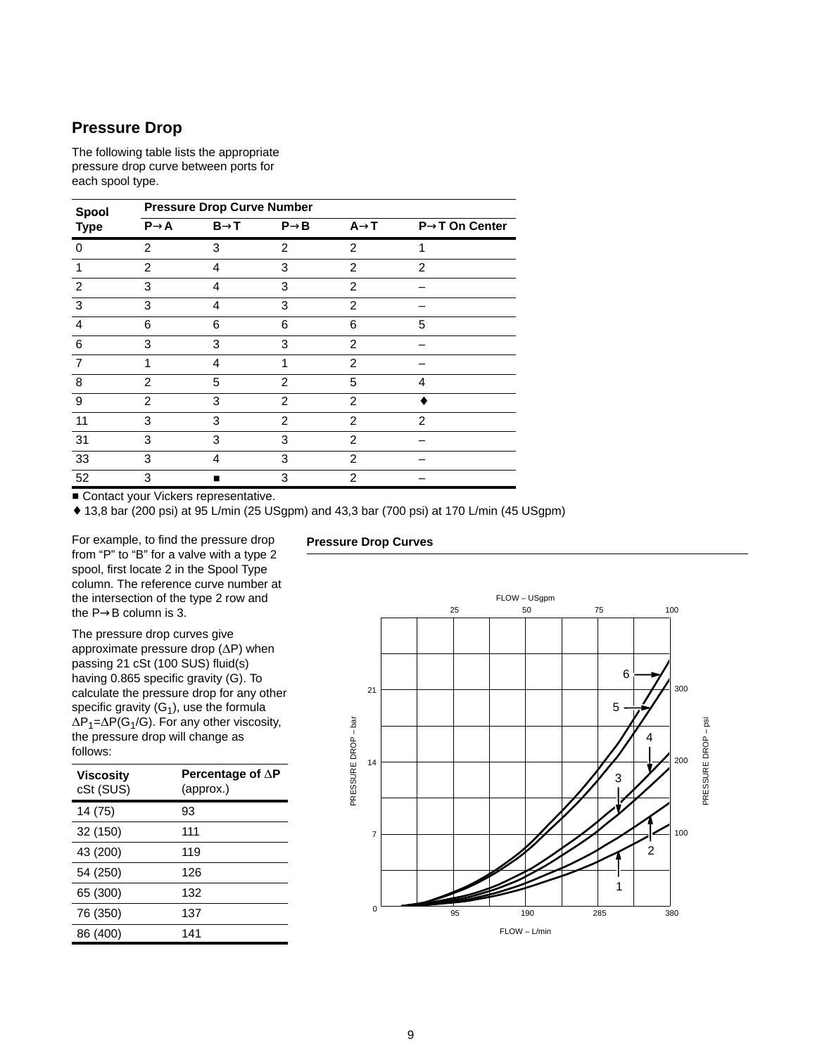## Pressure Drop

The following table lists the appropriate pressure drop curve between ports for each spool type.

| Spool Type | Pressure Drop Curve Number | | | | |
|---|---|---|---|---|---|
| | P→A | B→T | P→B | A→T | P→T On Center |
| 0 | 2 | 3 | 2 | 2 | 1 |
| 1 | 2 | 4 | 3 | 2 | 2 |
| 2 | 3 | 4 | 3 | 2 | – |
| 3 | 3 | 4 | 3 | 2 | – |
| 4 | 6 | 6 | 6 | 6 | 5 |
| 6 | 3 | 3 | 3 | 2 | – |
| 7 | 1 | 4 | 1 | 2 | – |
| 8 | 2 | 5 | 2 | 5 | 4 |
| 9 | 2 | 3 | 2 | 2 | ♦ |
| 11 | 3 | 3 | 2 | 2 | 2 |
| 31 | 3 | 3 | 3 | 2 | – |
| 33 | 3 | 4 | 3 | 2 | – |
| 52 | 3 | ■ | 3 | 2 | – |

■ Contact your Vickers representative.

♦ 13,8 bar (200 psi) at 95 L/min (25 USgpm) and 43,3 bar (700 psi) at 170 L/min (45 USgpm)

For example, to find the pressure drop from "P" to "B" for a valve with a type 2 spool, first locate 2 in the Spool Type column. The reference curve number at the intersection of the type 2 row and the P→B column is 3.

The pressure drop curves give approximate pressure drop ($\Delta P$) when passing 21 cSt (100 SUS) fluid(s) having 0.865 specific gravity (G). To calculate the pressure drop for any other specific gravity ($G_1$), use the formula $\Delta P_1 = \Delta P(G_1/G)$. For any other viscosity, the pressure drop will change as follows:

| Viscosity cSt (SUS) | Percentage of $\Delta P$ (approx.) |
|---|---|
| 14 (75) | 93 |
| 32 (150) | 111 |
| 43 (200) | 119 |
| 54 (250) | 126 |
| 65 (300) | 132 |
| 76 (350) | 137 |
| 86 (400) | 141 |

**Pressure Drop Curves**

FLOW – USgpm: 25, 50, 75, 100

PRESSURE DROP – bar: 0, 7, 14, 21

PRESSURE DROP – psi: 100, 200, 300

FLOW – L/min: 95, 190, 285, 380

Curves: 1, 2, 3, 4, 5, 6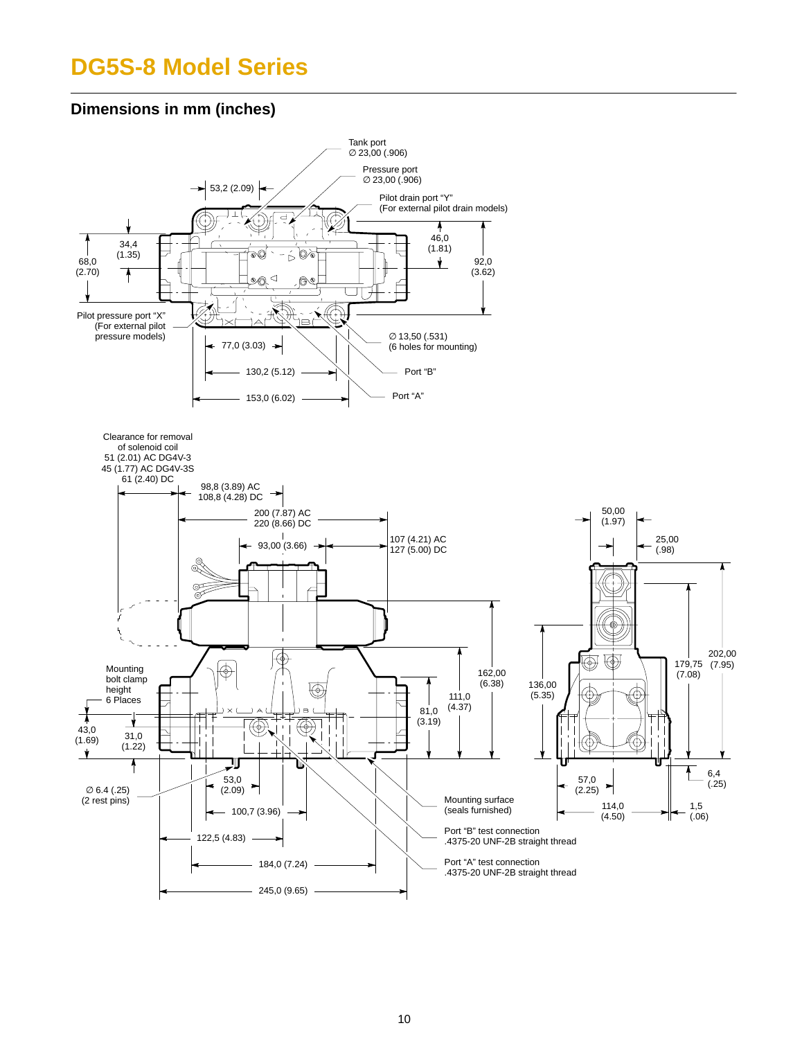# DG5S-8 Model Series

## Dimensions in mm (inches)

Tank port
∅ 23,00 (.906)

Pressure port
∅ 23,00 (.906)

53,2 (2.09)

Pilot drain port "Y"
(For external pilot drain models)

34,4
(1.35)

68,0
(2.70)

46,0
(1.81)

92,0
(3.62)

Pilot pressure port "X"
(For external pilot
pressure models)

77,0 (3.03)

∅ 13,50 (.531)
(6 holes for mounting)

130,2 (5.12)

Port "B"

153,0 (6.02)

Port "A"

Clearance for removal
of solenoid coil
51 (2.01) AC DG4V-3
45 (1.77) AC DG4V-3S
61 (2.40) DC

98,8 (3.89) AC
108,8 (4.28) DC

200 (7.87) AC
220 (8.66) DC

93,00 (3.66)

107 (4.21) AC
127 (5.00) DC

50,00
(1.97)

25,00
(.98)

162,00
(6.38)

136,00
(5.35)

179,75
(7.08)

202,00
(7.95)

Mounting
bolt clamp
height
6 Places

111,0
(4.37)

81,0
(3.19)

43,0
(1.69)

31,0
(1.22)

53,0
(2.09)

∅ 6.4 (.25)
(2 rest pins)

100,7 (3.96)

122,5 (4.83)

184,0 (7.24)

245,0 (9.65)

Mounting surface
(seals furnished)

Port "B" test connection
.4375-20 UNF-2B straight thread

Port "A" test connection
.4375-20 UNF-2B straight thread

57,0
(2.25)

114,0
(4.50)

6,4
(.25)

1,5
(.06)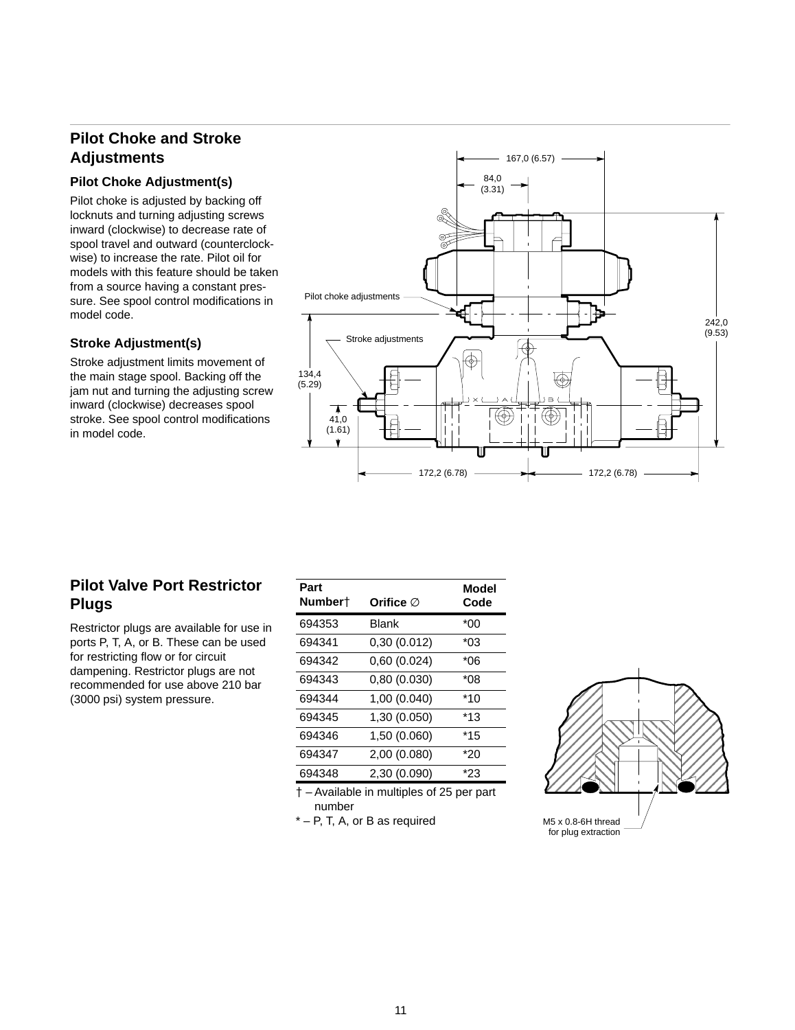## Pilot Choke and Stroke Adjustments

### Pilot Choke Adjustment(s)

Pilot choke is adjusted by backing off locknuts and turning adjusting screws inward (clockwise) to decrease rate of spool travel and outward (counterclockwise) to increase the rate. Pilot oil for models with this feature should be taken from a source having a constant pressure. See spool control modifications in model code.

### Stroke Adjustment(s)

Stroke adjustment limits movement of the main stage spool. Backing off the jam nut and turning the adjusting screw inward (clockwise) decreases spool stroke. See spool control modifications in model code.

## Pilot Valve Port Restrictor Plugs

Restrictor plugs are available for use in ports P, T, A, or B. These can be used for restricting flow or for circuit dampening. Restrictor plugs are not recommended for use above 210 bar (3000 psi) system pressure.

| Part Number† | Orifice ∅ | Model Code |
|---|---|---|
| 694353 | Blank | *00 |
| 694341 | 0,30 (0.012) | *03 |
| 694342 | 0,60 (0.024) | *06 |
| 694343 | 0,80 (0.030) | *08 |
| 694344 | 1,00 (0.040) | *10 |
| 694345 | 1,30 (0.050) | *13 |
| 694346 | 1,50 (0.060) | *15 |
| 694347 | 2,00 (0.080) | *20 |
| 694348 | 2,30 (0.090) | *23 |

† – Available in multiples of 25 per part number

* – P, T, A, or B as required

M5 x 0.8-6H thread for plug extraction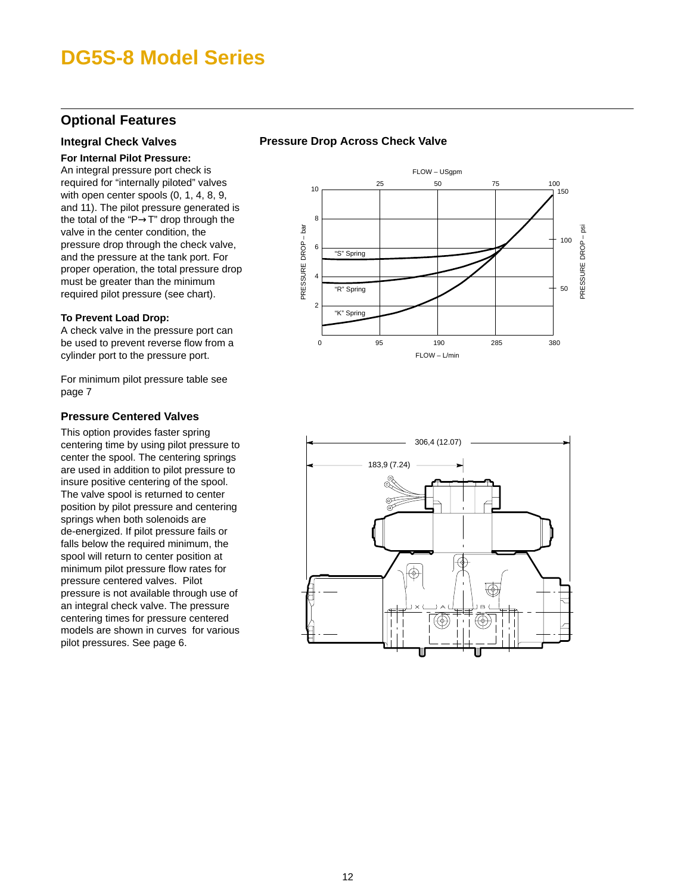# DG5S-8 Model Series

## Optional Features

### Integral Check Valves

**For Internal Pilot Pressure:**
An integral pressure port check is required for "internally piloted" valves with open center spools (0, 1, 4, 8, 9, and 11). The pilot pressure generated is the total of the "P→T" drop through the valve in the center condition, the pressure drop through the check valve, and the pressure at the tank port. For proper operation, the total pressure drop must be greater than the minimum required pilot pressure (see chart).

**To Prevent Load Drop:**
A check valve in the pressure port can be used to prevent reverse flow from a cylinder port to the pressure port.

For minimum pilot pressure table see page 7

### Pressure Centered Valves

This option provides faster spring centering time by using pilot pressure to center the spool. The centering springs are used in addition to pilot pressure to insure positive centering of the spool. The valve spool is returned to center position by pilot pressure and centering springs when both solenoids are de-energized. If pilot pressure fails or falls below the required minimum, the spool will return to center position at minimum pilot pressure flow rates for pressure centered valves. Pilot pressure is not available through use of an integral check valve. The pressure centering times for pressure centered models are shown in curves for various pilot pressures. See page 6.

### Pressure Drop Across Check Valve

FLOW – USgpm: 25, 50, 75, 100
FLOW – L/min: 0, 95, 190, 285, 380
PRESSURE DROP – bar: 2, 4, 6, 8, 10
PRESSURE DROP – psi: 50, 100, 150

"S" Spring
"R" Spring
"K" Spring

306,4 (12.07)
183,9 (7.24)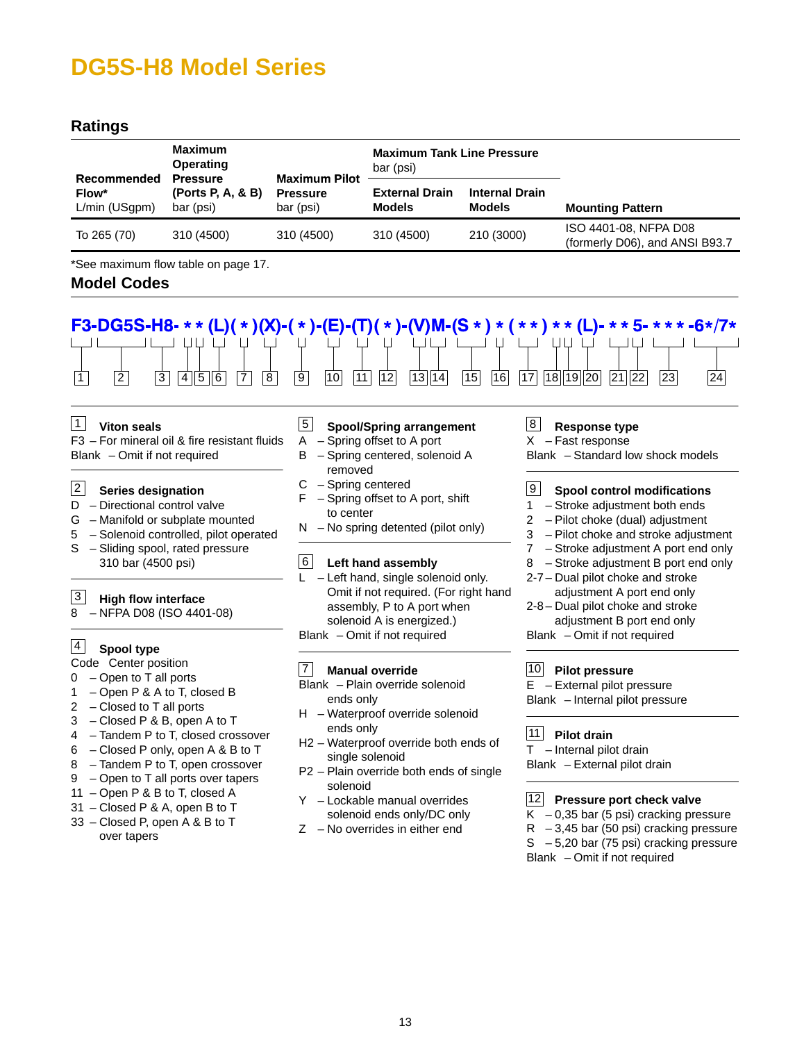# DG5S-H8 Model Series

## Ratings

| Recommended Flow* L/min (USgpm) | Maximum Operating Pressure (Ports P, A, & B) bar (psi) | Maximum Pilot Pressure bar (psi) | Maximum Tank Line Pressure bar (psi) | | Mounting Pattern |
|---|---|---|---|---|---|
| | | | External Drain Models | Internal Drain Models | |
| To 265 (70) | 310 (4500) | 310 (4500) | 310 (4500) | 210 (3000) | ISO 4401-08, NFPA D08 (formerly D06), and ANSI B93.7 |

*See maximum flow table on page 17.

## Model Codes

```
F3-DG5S-H8- * * (L)( * )(X)-( * )-(E)-(T)( * )-(V)M-(S * ) * ( * * ) * * (L)- * * 5- * * * -6*/7*
```

Positions: 1 2 3 4 5 6 7 8 9 10 11 12 13 14 15 16 17 18 19 20 21 22 23 24

**1 Viton seals**
- F3 – For mineral oil & fire resistant fluids
- Blank – Omit if not required

**2 Series designation**
- D – Directional control valve
- G – Manifold or subplate mounted
- 5 – Solenoid controlled, pilot operated
- S – Sliding spool, rated pressure 310 bar (4500 psi)

**3 High flow interface**
- 8 – NFPA D08 (ISO 4401-08)

**4 Spool type**

Code Center position
- 0 – Open to T all ports
- 1 – Open P & A to T, closed B
- 2 – Closed to T all ports
- 3 – Closed P & B, open A to T
- 4 – Tandem P to T, closed crossover
- 6 – Closed P only, open A & B to T
- 8 – Tandem P to T, open crossover
- 9 – Open to T all ports over tapers
- 11 – Open P & B to T, closed A
- 31 – Closed P & A, open B to T
- 33 – Closed P, open A & B to T over tapers

**5 Spool/Spring arrangement**
- A – Spring offset to A port
- B – Spring centered, solenoid A removed
- C – Spring centered
- F – Spring offset to A port, shift to center
- N – No spring detented (pilot only)

**6 Left hand assembly**
- L – Left hand, single solenoid only. Omit if not required. (For right hand assembly, P to A port when solenoid A is energized.)
- Blank – Omit if not required

**7 Manual override**
- Blank – Plain override solenoid ends only
- H – Waterproof override solenoid ends only
- H2 – Waterproof override both ends of single solenoid
- P2 – Plain override both ends of single solenoid
- Y – Lockable manual overrides solenoid ends only/DC only
- Z – No overrides in either end

**8 Response type**
- X – Fast response
- Blank – Standard low shock models

**9 Spool control modifications**
- 1 – Stroke adjustment both ends
- 2 – Pilot choke (dual) adjustment
- 3 – Pilot choke and stroke adjustment
- 7 – Stroke adjustment A port end only
- 8 – Stroke adjustment B port end only
- 2-7 – Dual pilot choke and stroke adjustment A port end only
- 2-8 – Dual pilot choke and stroke adjustment B port end only
- Blank – Omit if not required

**10 Pilot pressure**
- E – External pilot pressure
- Blank – Internal pilot pressure

**11 Pilot drain**
- T – Internal pilot drain
- Blank – External pilot drain

**12 Pressure port check valve**
- K – 0,35 bar (5 psi) cracking pressure
- R – 3,45 bar (50 psi) cracking pressure
- S – 5,20 bar (75 psi) cracking pressure
- Blank – Omit if not required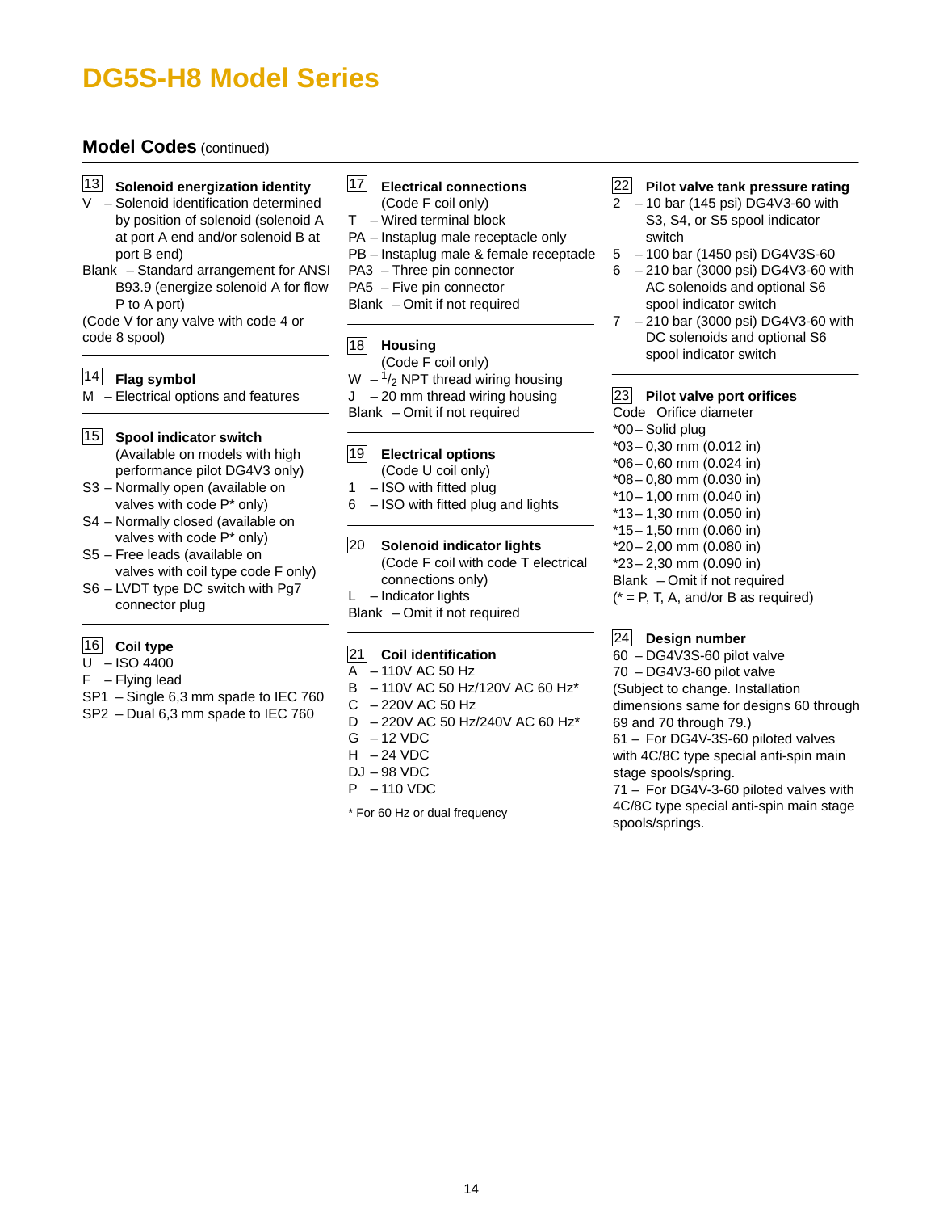# DG5S-H8 Model Series

## Model Codes (continued)

**13 Solenoid energization identity**

V – Solenoid identification determined by position of solenoid (solenoid A at port A end and/or solenoid B at port B end)

Blank – Standard arrangement for ANSI B93.9 (energize solenoid A for flow P to A port)

(Code V for any valve with code 4 or code 8 spool)

**14 Flag symbol**

M – Electrical options and features

**15 Spool indicator switch**

(Available on models with high performance pilot DG4V3 only)

S3 – Normally open (available on valves with code P* only)

S4 – Normally closed (available on valves with code P* only)

S5 – Free leads (available on valves with coil type code F only)

S6 – LVDT type DC switch with Pg7 connector plug

**16 Coil type**

U – ISO 4400

F – Flying lead

SP1 – Single 6,3 mm spade to IEC 760

SP2 – Dual 6,3 mm spade to IEC 760

**17 Electrical connections**

(Code F coil only)

T – Wired terminal block

PA – Instaplug male receptacle only

PB – Instaplug male & female receptacle

PA3 – Three pin connector

PA5 – Five pin connector

Blank – Omit if not required

**18 Housing**

(Code F coil only)

W – 1/2 NPT thread wiring housing

J – 20 mm thread wiring housing

Blank – Omit if not required

**19 Electrical options**

(Code U coil only)

1 – ISO with fitted plug

6 – ISO with fitted plug and lights

**20 Solenoid indicator lights**

(Code F coil with code T electrical connections only)

L – Indicator lights

Blank – Omit if not required

**21 Coil identification**

A – 110V AC 50 Hz

B – 110V AC 50 Hz/120V AC 60 Hz*

C – 220V AC 50 Hz

D – 220V AC 50 Hz/240V AC 60 Hz*

G – 12 VDC

H – 24 VDC

DJ – 98 VDC

P – 110 VDC

* For 60 Hz or dual frequency

**22 Pilot valve tank pressure rating**

2 – 10 bar (145 psi) DG4V3-60 with S3, S4, or S5 spool indicator switch

5 – 100 bar (1450 psi) DG4V3S-60

6 – 210 bar (3000 psi) DG4V3-60 with AC solenoids and optional S6 spool indicator switch

7 – 210 bar (3000 psi) DG4V3-60 with DC solenoids and optional S6 spool indicator switch

**23 Pilot valve port orifices**

Code Orifice diameter

*00 – Solid plug

*03 – 0,30 mm (0.012 in)

*06 – 0,60 mm (0.024 in)

*08 – 0,80 mm (0.030 in)

*10 – 1,00 mm (0.040 in)

*13 – 1,30 mm (0.050 in)

*15 – 1,50 mm (0.060 in)

*20 – 2,00 mm (0.080 in)

*23 – 2,30 mm (0.090 in)

Blank – Omit if not required

(* = P, T, A, and/or B as required)

**24 Design number**

60 – DG4V3S-60 pilot valve

70 – DG4V3-60 pilot valve

(Subject to change. Installation dimensions same for designs 60 through 69 and 70 through 79.)

61 – For DG4V-3S-60 piloted valves with 4C/8C type special anti-spin main stage spools/spring.

71 – For DG4V-3-60 piloted valves with 4C/8C type special anti-spin main stage spools/springs.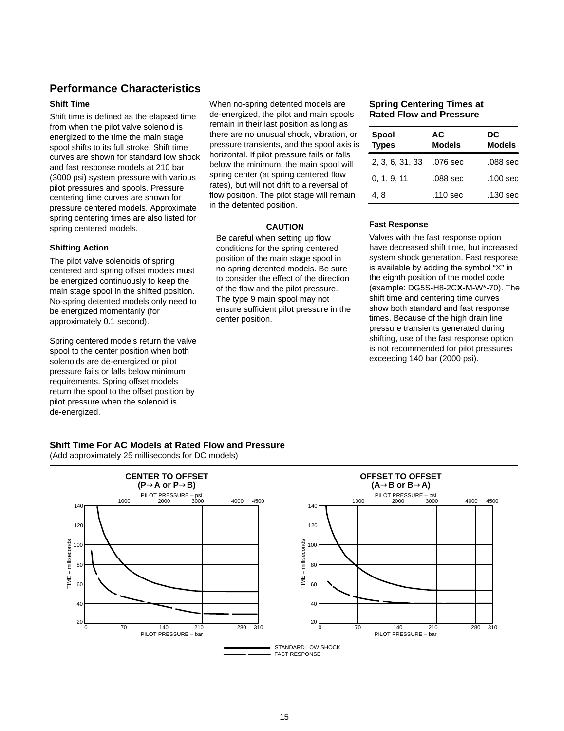## Performance Characteristics

### Shift Time

Shift time is defined as the elapsed time from when the pilot valve solenoid is energized to the time the main stage spool shifts to its full stroke. Shift time curves are shown for standard low shock and fast response models at 210 bar (3000 psi) system pressure with various pilot pressures and spools. Pressure centering time curves are shown for pressure centered models. Approximate spring centering times are also listed for spring centered models.

### Shifting Action

The pilot valve solenoids of spring centered and spring offset models must be energized continuously to keep the main stage spool in the shifted position. No-spring detented models only need to be energized momentarily (for approximately 0.1 second).

Spring centered models return the valve spool to the center position when both solenoids are de-energized or pilot pressure fails or falls below minimum requirements. Spring offset models return the spool to the offset position by pilot pressure when the solenoid is de-energized.

When no-spring detented models are de-energized, the pilot and main spools remain in their last position as long as there are no unusual shock, vibration, or pressure transients, and the spool axis is horizontal. If pilot pressure fails or falls below the minimum, the main spool will spring center (at spring centered flow rates), but will not drift to a reversal of flow position. The pilot stage will remain in the detented position.

**CAUTION**

Be careful when setting up flow conditions for the spring centered position of the main stage spool in no-spring detented models. Be sure to consider the effect of the direction of the flow and the pilot pressure. The type 9 main spool may not ensure sufficient pilot pressure in the center position.

### Spring Centering Times at Rated Flow and Pressure

| Spool Types | AC Models | DC Models |
|---|---|---|
| 2, 3, 6, 31, 33 | .076 sec | .088 sec |
| 0, 1, 9, 11 | .088 sec | .100 sec |
| 4, 8 | .110 sec | .130 sec |

### Fast Response

Valves with the fast response option have decreased shift time, but increased system shock generation. Fast response is available by adding the symbol “X” in the eighth position of the model code (example: DG5S-H8-2C**X**-M-W*-70). The shift time and centering time curves show both standard and fast response times. Because of the high drain line pressure transients generated during shifting, use of the fast response option is not recommended for pilot pressures exceeding 140 bar (2000 psi).

### Shift Time For AC Models at Rated Flow and Pressure

(Add approximately 25 milliseconds for DC models)

**CENTER TO OFFSET (P→A or P→B)**

**OFFSET TO OFFSET (A→B or B→A)**

PILOT PRESSURE – psi: 1000, 2000, 3000, 4000, 4500

TIME – milliseconds: 20, 40, 60, 80, 100, 120, 140

PILOT PRESSURE – bar: 0, 70, 140, 210, 280, 310

STANDARD LOW SHOCK

FAST RESPONSE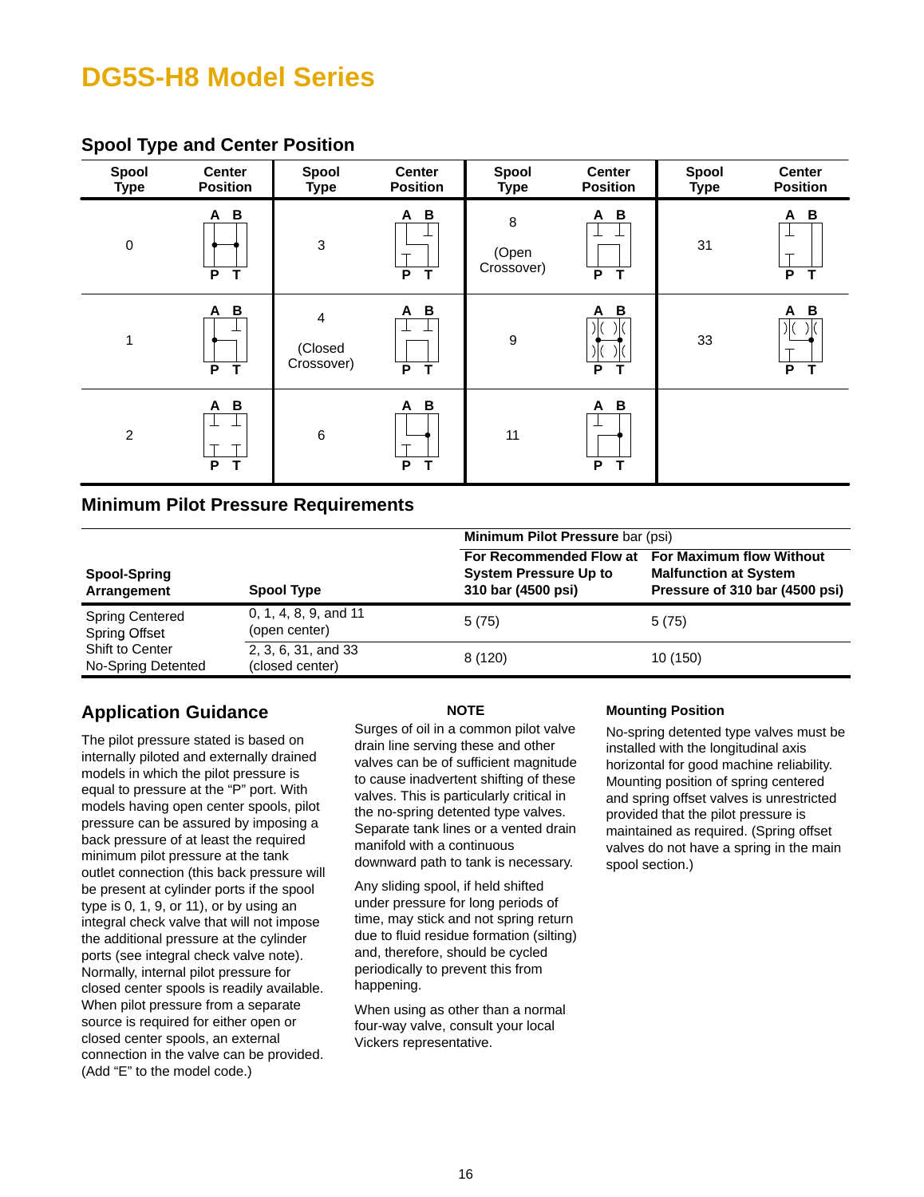# DG5S-H8 Model Series

## Spool Type and Center Position

| Spool Type | Center Position | Spool Type | Center Position | Spool Type | Center Position | Spool Type | Center Position |
|---|---|---|---|---|---|---|---|
| 0 | A B / P T | 3 | A B / P T | 8 (Open Crossover) | A B / P T | 31 | A B / P T |
| 1 | A B / P T | 4 (Closed Crossover) | A B / P T | 9 | A B / P T | 33 | A B / P T |
| 2 | A B / P T | 6 | A B / P T | 11 | A B / P T | | |

## Minimum Pilot Pressure Requirements

| Spool-Spring Arrangement | Spool Type | Minimum Pilot Pressure bar (psi) — For Recommended Flow at System Pressure Up to 310 bar (4500 psi) | Minimum Pilot Pressure bar (psi) — For Maximum flow Without Malfunction at System Pressure of 310 bar (4500 psi) |
|---|---|---|---|
| Spring Centered<br>Spring Offset<br>Shift to Center<br>No-Spring Detented | 0, 1, 4, 8, 9, and 11 (open center) | 5 (75) | 5 (75) |
| | 2, 3, 6, 31, and 33 (closed center) | 8 (120) | 10 (150) |

## Application Guidance

The pilot pressure stated is based on internally piloted and externally drained models in which the pilot pressure is equal to pressure at the "P" port. With models having open center spools, pilot pressure can be assured by imposing a back pressure of at least the required minimum pilot pressure at the tank outlet connection (this back pressure will be present at cylinder ports if the spool type is 0, 1, 9, or 11), or by using an integral check valve that will not impose the additional pressure at the cylinder ports (see integral check valve note). Normally, internal pilot pressure for closed center spools is readily available. When pilot pressure from a separate source is required for either open or closed center spools, an external connection in the valve can be provided. (Add "E" to the model code.)

### NOTE

Surges of oil in a common pilot valve drain line serving these and other valves can be of sufficient magnitude to cause inadvertent shifting of these valves. This is particularly critical in the no-spring detented type valves. Separate tank lines or a vented drain manifold with a continuous downward path to tank is necessary.

Any sliding spool, if held shifted under pressure for long periods of time, may stick and not spring return due to fluid residue formation (silting) and, therefore, should be cycled periodically to prevent this from happening.

When using as other than a normal four-way valve, consult your local Vickers representative.

### Mounting Position

No-spring detented type valves must be installed with the longitudinal axis horizontal for good machine reliability. Mounting position of spring centered and spring offset valves is unrestricted provided that the pilot pressure is maintained as required. (Spring offset valves do not have a spring in the main spool section.)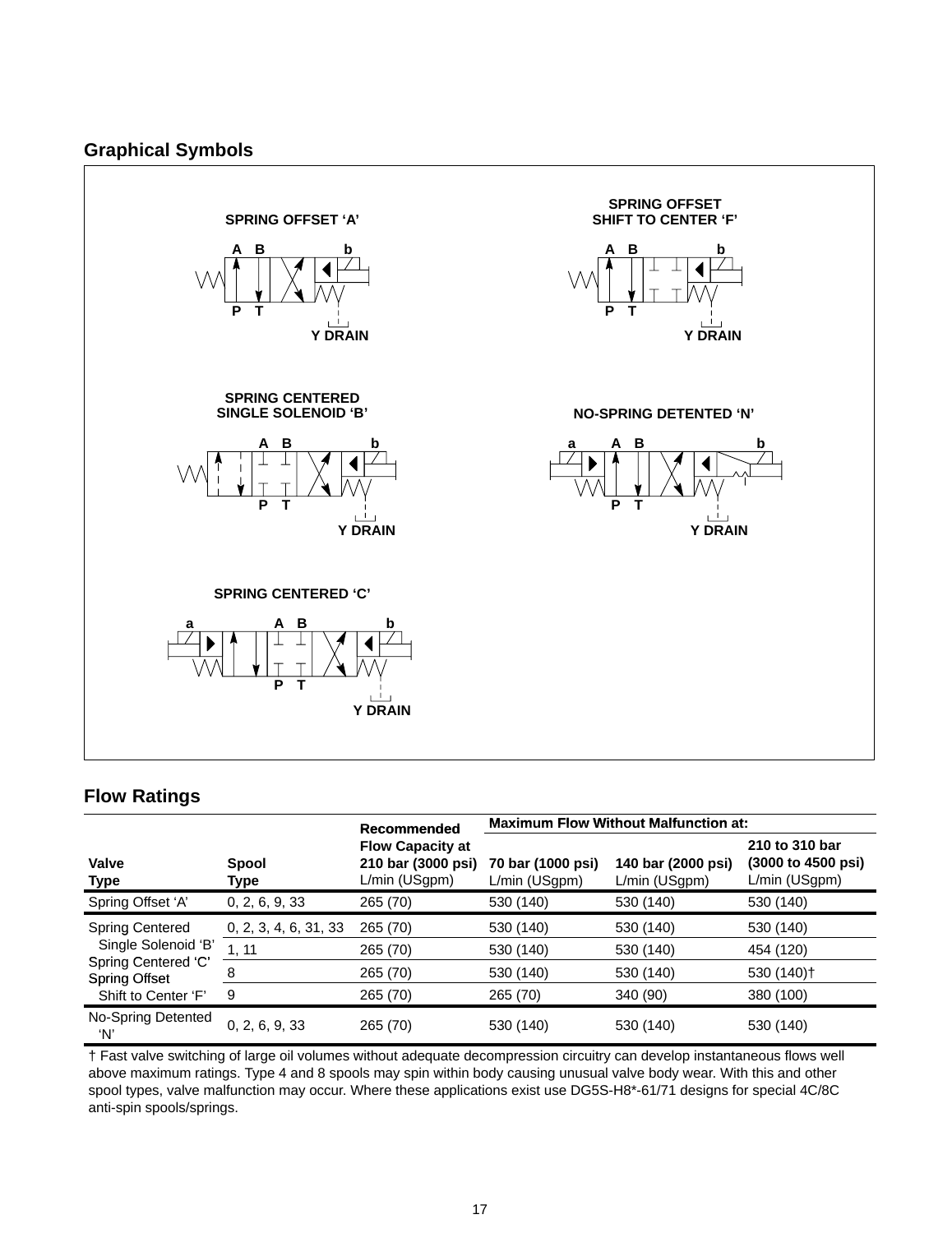## Graphical Symbols

SPRING OFFSET 'A'

A B b

P T

Y DRAIN

SPRING OFFSET
SHIFT TO CENTER 'F'

A B b

P T

Y DRAIN

SPRING CENTERED
SINGLE SOLENOID 'B'

A B b

P T

Y DRAIN

NO-SPRING DETENTED 'N'

a A B b

P T

Y DRAIN

SPRING CENTERED 'C'

a A B b

P T

Y DRAIN

## Flow Ratings

| Valve Type | Spool Type | Recommended Flow Capacity at 210 bar (3000 psi) L/min (USgpm) | Maximum Flow Without Malfunction at: | | |
|---|---|---|---|---|---|
| | | | 70 bar (1000 psi) L/min (USgpm) | 140 bar (2000 psi) L/min (USgpm) | 210 to 310 bar (3000 to 4500 psi) L/min (USgpm) |
| Spring Offset 'A' | 0, 2, 6, 9, 33 | 265 (70) | 530 (140) | 530 (140) | 530 (140) |
| Spring Centered Single Solenoid 'B' Spring Centered 'C' Spring Offset Shift to Center 'F' | 0, 2, 3, 4, 6, 31, 33 | 265 (70) | 530 (140) | 530 (140) | 530 (140) |
| | 1, 11 | 265 (70) | 530 (140) | 530 (140) | 454 (120) |
| | 8 | 265 (70) | 530 (140) | 530 (140) | 530 (140)† |
| | 9 | 265 (70) | 265 (70) | 340 (90) | 380 (100) |
| No-Spring Detented 'N' | 0, 2, 6, 9, 33 | 265 (70) | 530 (140) | 530 (140) | 530 (140) |

† Fast valve switching of large oil volumes without adequate decompression circuitry can develop instantaneous flows well above maximum ratings. Type 4 and 8 spools may spin within body causing unusual valve body wear. With this and other spool types, valve malfunction may occur. Where these applications exist use DG5S-H8*-61/71 designs for special 4C/8C anti-spin spools/springs.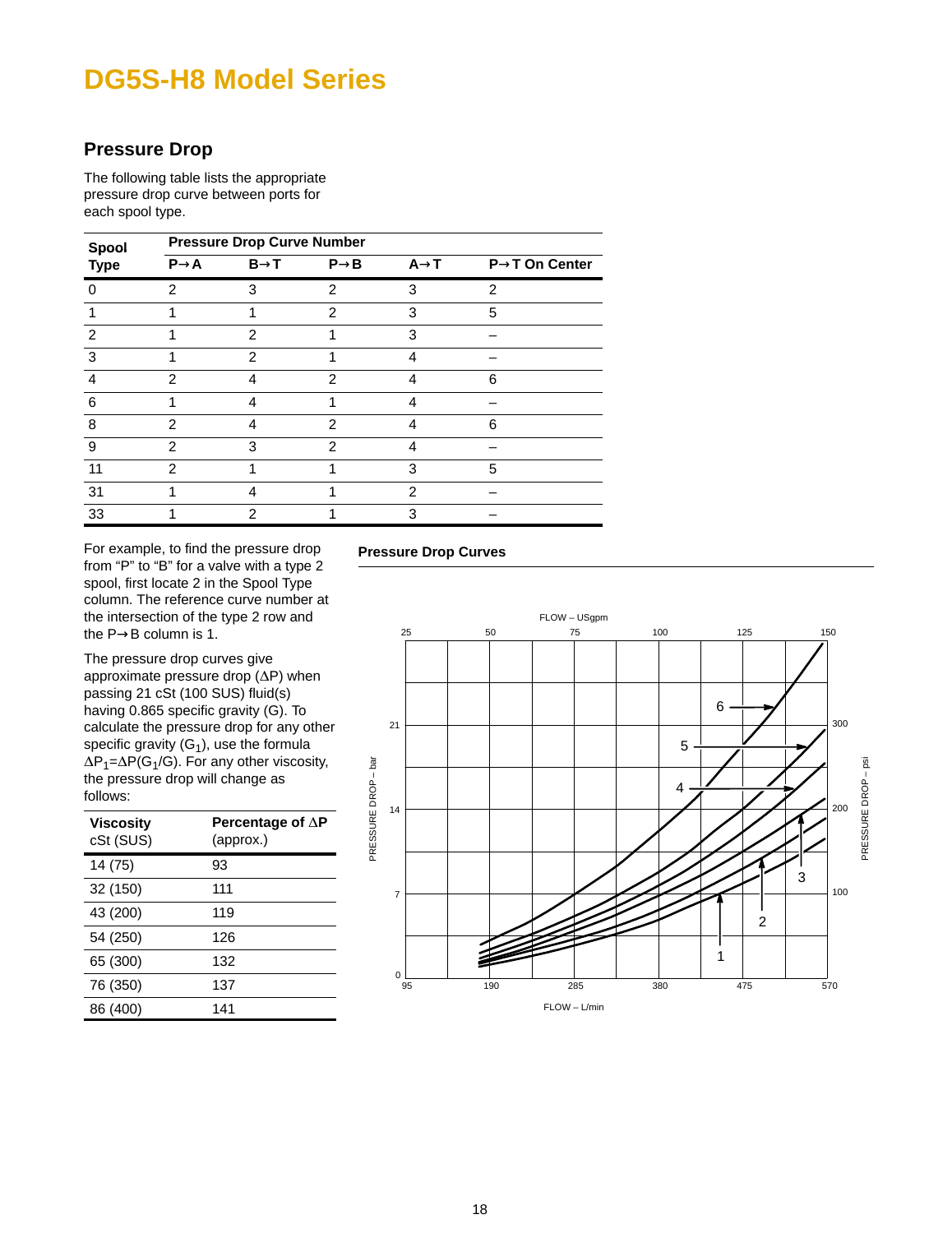# DG5S-H8 Model Series

## Pressure Drop

The following table lists the appropriate pressure drop curve between ports for each spool type.

| Spool Type | Pressure Drop Curve Number | | | | |
|---|---|---|---|---|---|
| | P→A | B→T | P→B | A→T | P→T On Center |
| 0 | 2 | 3 | 2 | 3 | 2 |
| 1 | 1 | 1 | 2 | 3 | 5 |
| 2 | 1 | 2 | 1 | 3 | – |
| 3 | 1 | 2 | 1 | 4 | – |
| 4 | 2 | 4 | 2 | 4 | 6 |
| 6 | 1 | 4 | 1 | 4 | – |
| 8 | 2 | 4 | 2 | 4 | 6 |
| 9 | 2 | 3 | 2 | 4 | – |
| 11 | 2 | 1 | 1 | 3 | 5 |
| 31 | 1 | 4 | 1 | 2 | – |
| 33 | 1 | 2 | 1 | 3 | – |

For example, to find the pressure drop from "P" to "B" for a valve with a type 2 spool, first locate 2 in the Spool Type column. The reference curve number at the intersection of the type 2 row and the P→B column is 1.

The pressure drop curves give approximate pressure drop (ΔP) when passing 21 cSt (100 SUS) fluid(s) having 0.865 specific gravity (G). To calculate the pressure drop for any other specific gravity ($G_1$), use the formula $\Delta P_1 = \Delta P(G_1/G)$. For any other viscosity, the pressure drop will change as follows:

| Viscosity cSt (SUS) | Percentage of ΔP (approx.) |
|---|---|
| 14 (75) | 93 |
| 32 (150) | 111 |
| 43 (200) | 119 |
| 54 (250) | 126 |
| 65 (300) | 132 |
| 76 (350) | 137 |
| 86 (400) | 141 |

### Pressure Drop Curves

FLOW – USgpm: 25, 50, 75, 100, 125, 150

PRESSURE DROP – bar: 0, 7, 14, 21

PRESSURE DROP – psi: 100, 200, 300

FLOW – L/min: 95, 190, 285, 380, 475, 570

Curves: 1, 2, 3, 4, 5, 6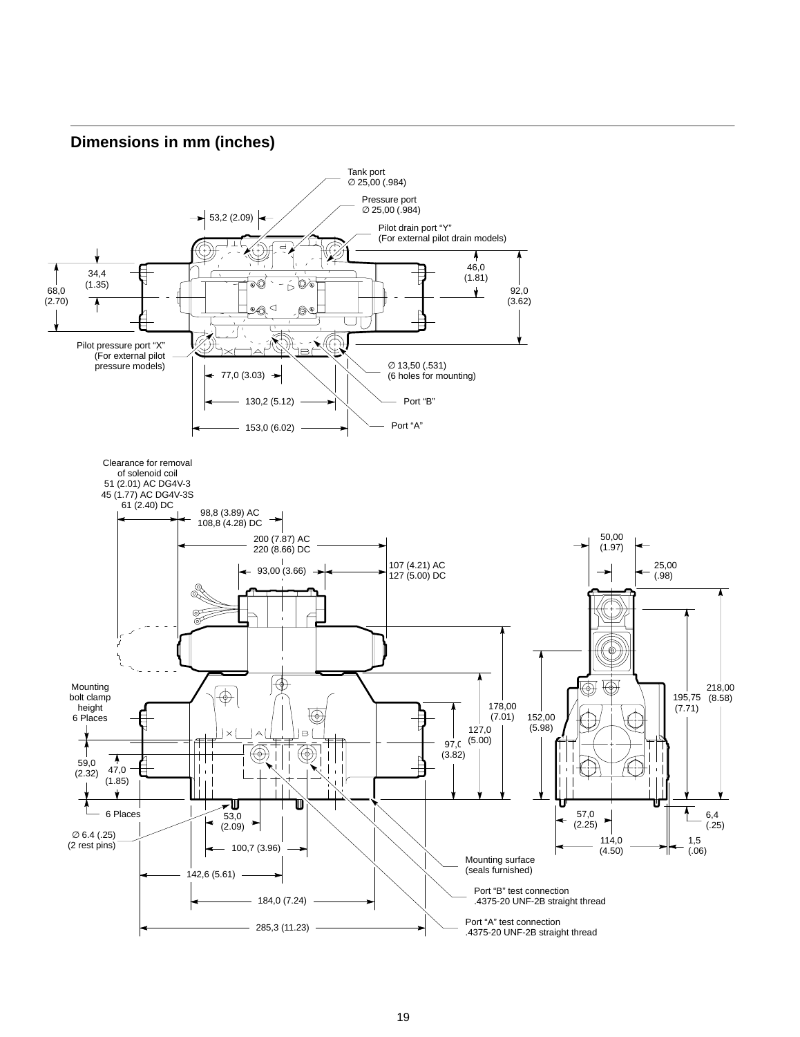## Dimensions in mm (inches)

Tank port
∅ 25,00 (.984)

Pressure port
∅ 25,00 (.984)

53,2 (2.09)

Pilot drain port "Y"
(For external pilot drain models)

34,4
(1.35)

68,0
(2.70)

46,0
(1.81)

92,0
(3.62)

Pilot pressure port "X"
(For external pilot
pressure models)

∅ 13,50 (.531)
(6 holes for mounting)

77,0 (3.03)

130,2 (5.12)

Port "B"

153,0 (6.02)

Port "A"

Clearance for removal
of solenoid coil
51 (2.01) AC DG4V-3
45 (1.77) AC DG4V-3S
61 (2.40) DC

98,8 (3.89) AC
108,8 (4.28) DC

200 (7.87) AC
220 (8.66) DC

93,00 (3.66)

107 (4.21) AC
127 (5.00) DC

50,00
(1.97)

25,00
(.98)

Mounting
bolt clamp
height
6 Places

178,00
(7.01)

127,0
(5.00)

97,0
(3.82)

152,00
(5.98)

195,75
(7.71)

218,00
(8.58)

59,0
(2.32)

47,0
(1.85)

6 Places

53,0
(2.09)

∅ 6.4 (.25)
(2 rest pins)

100,7 (3.96)

57,0
(2.25)

114,0
(4.50)

6,4
(.25)

1,5
(.06)

Mounting surface
(seals furnished)

142,6 (5.61)

Port "B" test connection
.4375-20 UNF-2B straight thread

184,0 (7.24)

Port "A" test connection
.4375-20 UNF-2B straight thread

285,3 (11.23)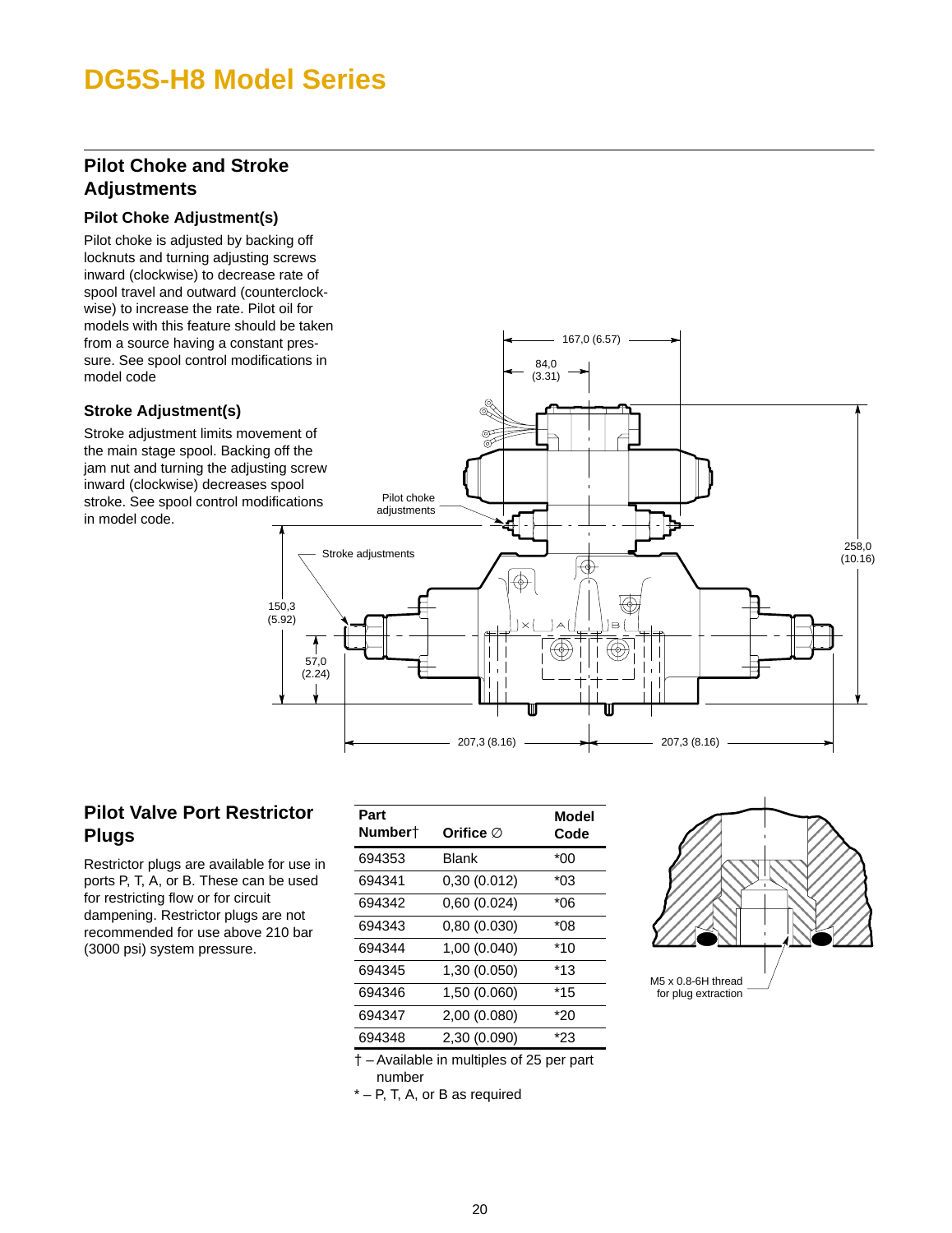# DG5S-H8 Model Series

## Pilot Choke and Stroke Adjustments

### Pilot Choke Adjustment(s)

Pilot choke is adjusted by backing off locknuts and turning adjusting screws inward (clockwise) to decrease rate of spool travel and outward (counterclockwise) to increase the rate. Pilot oil for models with this feature should be taken from a source having a constant pressure. See spool control modifications in model code

### Stroke Adjustment(s)

Stroke adjustment limits movement of the main stage spool. Backing off the jam nut and turning the adjusting screw inward (clockwise) decreases spool stroke. See spool control modifications in model code.

## Pilot Valve Port Restrictor Plugs

Restrictor plugs are available for use in ports P, T, A, or B. These can be used for restricting flow or for circuit dampening. Restrictor plugs are not recommended for use above 210 bar (3000 psi) system pressure.

| Part Number† | Orifice ∅ | Model Code |
|---|---|---|
| 694353 | Blank | *00 |
| 694341 | 0,30 (0.012) | *03 |
| 694342 | 0,60 (0.024) | *06 |
| 694343 | 0,80 (0.030) | *08 |
| 694344 | 1,00 (0.040) | *10 |
| 694345 | 1,30 (0.050) | *13 |
| 694346 | 1,50 (0.060) | *15 |
| 694347 | 2,00 (0.080) | *20 |
| 694348 | 2,30 (0.090) | *23 |

† – Available in multiples of 25 per part number

* – P, T, A, or B as required

M5 x 0.8-6H thread for plug extraction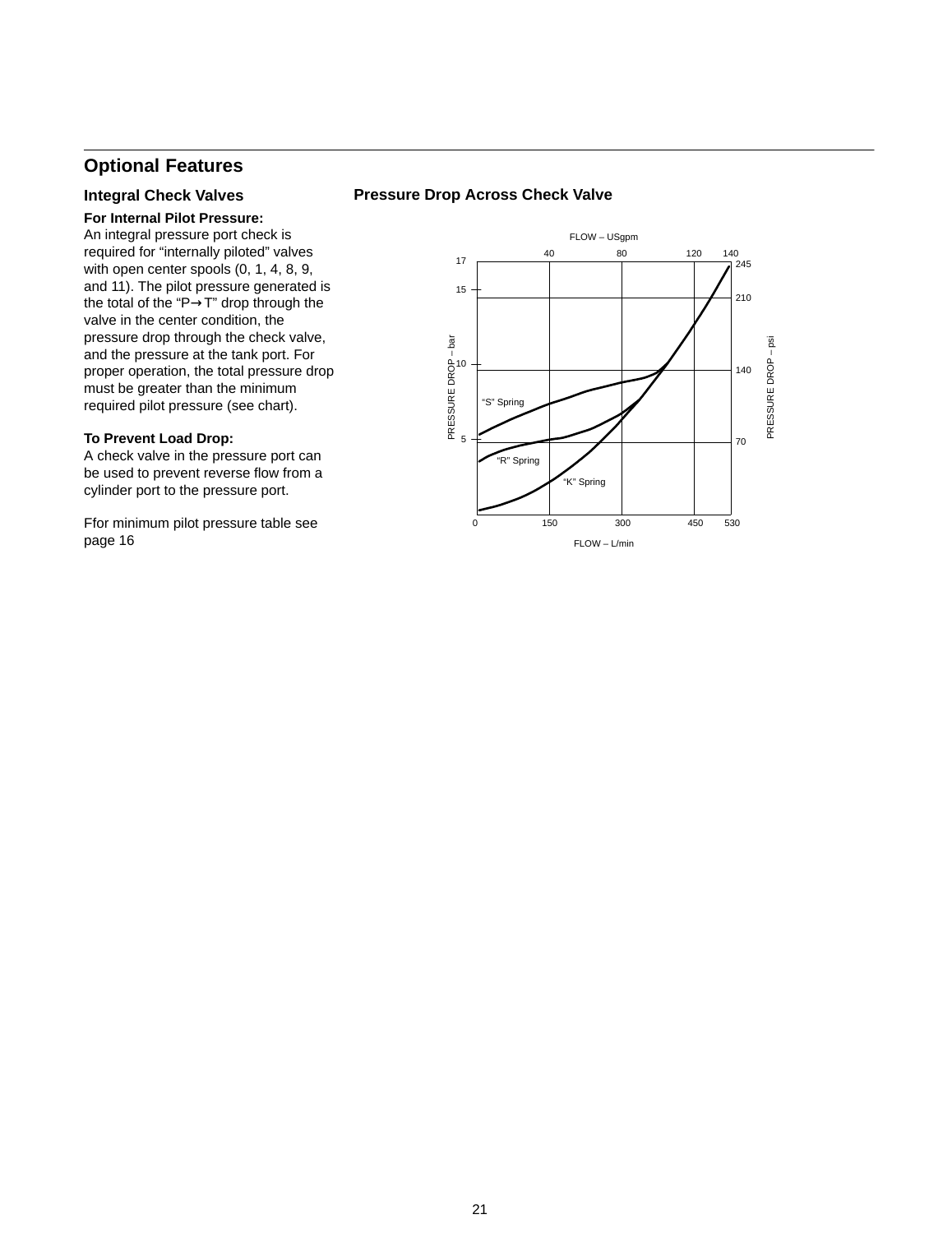## Optional Features

### Integral Check Valves

**For Internal Pilot Pressure:**
An integral pressure port check is required for "internally piloted" valves with open center spools (0, 1, 4, 8, 9, and 11). The pilot pressure generated is the total of the "P→T" drop through the valve in the center condition, the pressure drop through the check valve, and the pressure at the tank port. For proper operation, the total pressure drop must be greater than the minimum required pilot pressure (see chart).

**To Prevent Load Drop:**
A check valve in the pressure port can be used to prevent reverse flow from a cylinder port to the pressure port.

Ffor minimum pilot pressure table see page 16

### Pressure Drop Across Check Valve

FLOW – USgpm: 40, 80, 120, 140

PRESSURE DROP – bar: 17, 15, 10, 5

PRESSURE DROP – psi: 245, 210, 140, 70

"S" Spring

"R" Spring

"K" Spring

FLOW – L/min: 0, 150, 300, 450, 530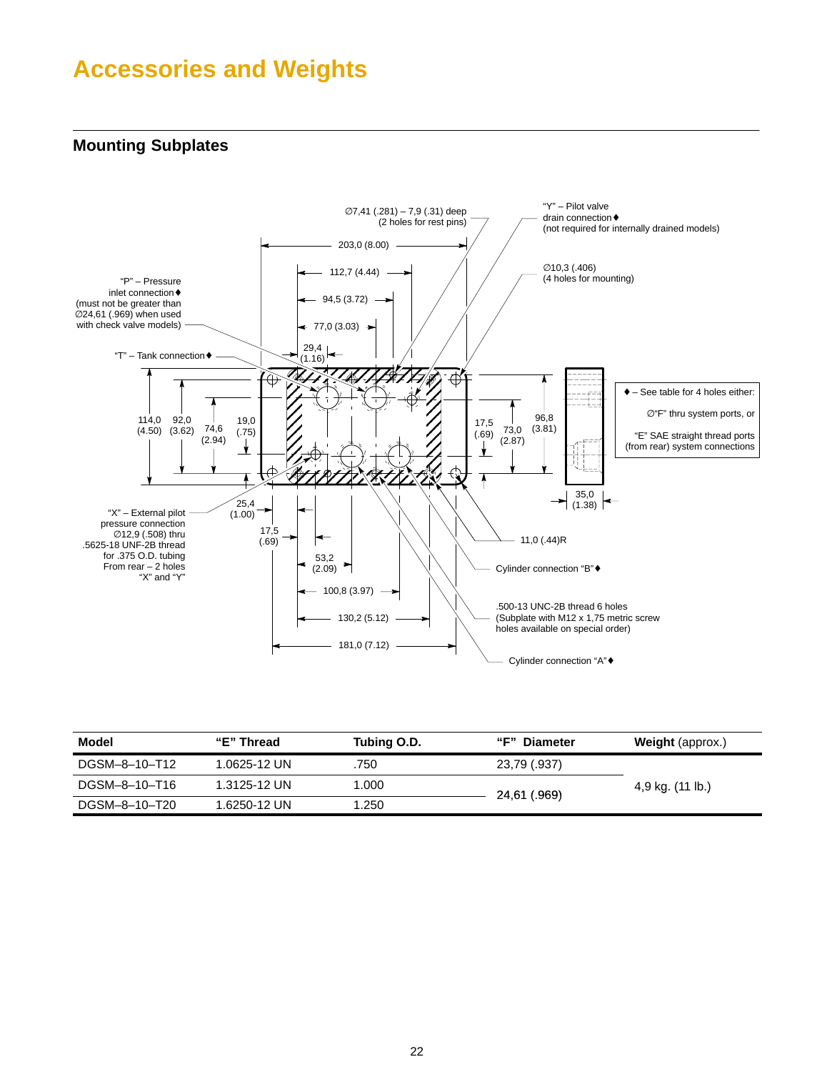# Accessories and Weights

## Mounting Subplates

Ø7,41 (.281) – 7,9 (.31) deep
(2 holes for rest pins)

"Y" – Pilot valve drain connection ♦
(not required for internally drained models)

Ø10,3 (.406)
(4 holes for mounting)

"P" – Pressure inlet connection ♦
(must not be greater than Ø24,61 (.969) when used with check valve models)

"T" – Tank connection ♦

♦ – See table for 4 holes either:
Ø"F" thru system ports, or
"E" SAE straight thread ports (from rear) system connections

"X" – External pilot pressure connection
Ø12,9 (.508) thru
.5625-18 UNF-2B thread for .375 O.D. tubing
From rear – 2 holes "X" and "Y"

11,0 (.44)R

Cylinder connection "B" ♦

.500-13 UNC-2B thread 6 holes
(Subplate with M12 x 1,75 metric screw holes available on special order)

Cylinder connection "A" ♦

203,0 (8.00)
112,7 (4.44)
94,5 (3.72)
77,0 (3.03)
29,4 (1.16)
114,0 (4.50)
92,0 (3.62)
74,6 (2.94)
19,0 (.75)
17,5 (.69)
73,0 (2.87)
96,8 (3.81)
35,0 (1.38)
25,4 (1.00)
17,5 (.69)
53,2 (2.09)
100,8 (3.97)
130,2 (5.12)
181,0 (7.12)

| Model | "E" Thread | Tubing O.D. | "F" Diameter | Weight (approx.) |
|---|---|---|---|---|
| DGSM–8–10–T12 | 1.0625-12 UN | .750 | 23,79 (.937) | 4,9 kg. (11 lb.) |
| DGSM–8–10–T16 | 1.3125-12 UN | 1.000 | 24,61 (.969) | |
| DGSM–8–10–T20 | 1.6250-12 UN | 1.250 | | |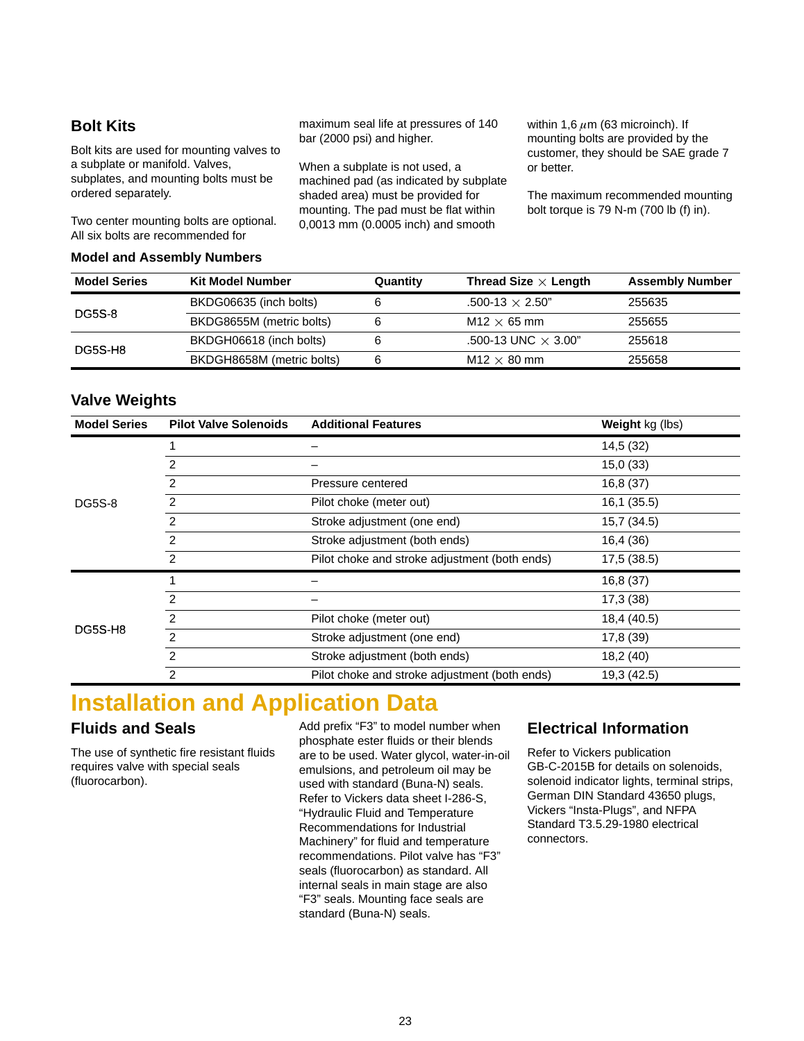## Bolt Kits

Bolt kits are used for mounting valves to a subplate or manifold. Valves, subplates, and mounting bolts must be ordered separately.

Two center mounting bolts are optional. All six bolts are recommended for maximum seal life at pressures of 140 bar (2000 psi) and higher.

When a subplate is not used, a machined pad (as indicated by subplate shaded area) must be provided for mounting. The pad must be flat within 0,0013 mm (0.0005 inch) and smooth within 1,6 $\mu$m (63 microinch). If mounting bolts are provided by the customer, they should be SAE grade 7 or better.

The maximum recommended mounting bolt torque is 79 N-m (700 lb (f) in).

### Model and Assembly Numbers

| Model Series | Kit Model Number | Quantity | Thread Size × Length | Assembly Number |
|---|---|---|---|---|
| DG5S-8 | BKDG06635 (inch bolts) | 6 | .500-13 × 2.50" | 255635 |
| | BKDG8655M (metric bolts) | 6 | M12 × 65 mm | 255655 |
| DG5S-H8 | BKDGH06618 (inch bolts) | 6 | .500-13 UNC × 3.00" | 255618 |
| | BKDGH8658M (metric bolts) | 6 | M12 × 80 mm | 255658 |

## Valve Weights

| Model Series | Pilot Valve Solenoids | Additional Features | Weight kg (lbs) |
|---|---|---|---|
| DG5S-8 | 1 | – | 14,5 (32) |
| | 2 | – | 15,0 (33) |
| | 2 | Pressure centered | 16,8 (37) |
| | 2 | Pilot choke (meter out) | 16,1 (35.5) |
| | 2 | Stroke adjustment (one end) | 15,7 (34.5) |
| | 2 | Stroke adjustment (both ends) | 16,4 (36) |
| | 2 | Pilot choke and stroke adjustment (both ends) | 17,5 (38.5) |
| DG5S-H8 | 1 | – | 16,8 (37) |
| | 2 | – | 17,3 (38) |
| | 2 | Pilot choke (meter out) | 18,4 (40.5) |
| | 2 | Stroke adjustment (one end) | 17,8 (39) |
| | 2 | Stroke adjustment (both ends) | 18,2 (40) |
| | 2 | Pilot choke and stroke adjustment (both ends) | 19,3 (42.5) |

# Installation and Application Data

## Fluids and Seals

The use of synthetic fire resistant fluids requires valve with special seals (fluorocarbon).

Add prefix "F3" to model number when phosphate ester fluids or their blends are to be used. Water glycol, water-in-oil emulsions, and petroleum oil may be used with standard (Buna-N) seals. Refer to Vickers data sheet I-286-S, "Hydraulic Fluid and Temperature Recommendations for Industrial Machinery" for fluid and temperature recommendations. Pilot valve has "F3" seals (fluorocarbon) as standard. All internal seals in main stage are also "F3" seals. Mounting face seals are standard (Buna-N) seals.

## Electrical Information

Refer to Vickers publication GB-C-2015B for details on solenoids, solenoid indicator lights, terminal strips, German DIN Standard 43650 plugs, Vickers "Insta-Plugs", and NFPA Standard T3.5.29-1980 electrical connectors.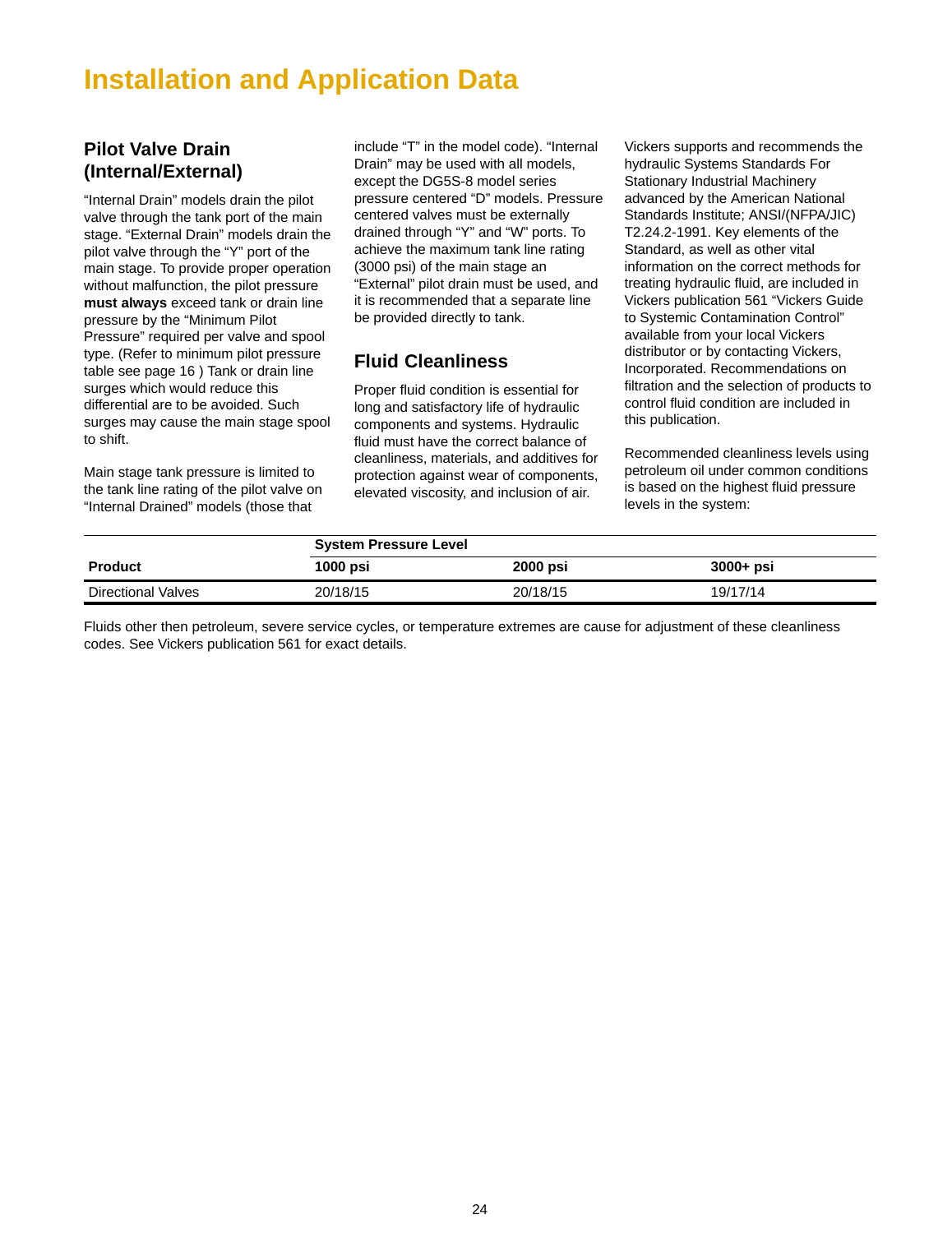# Installation and Application Data

## Pilot Valve Drain (Internal/External)

"Internal Drain" models drain the pilot valve through the tank port of the main stage. "External Drain" models drain the pilot valve through the "Y" port of the main stage. To provide proper operation without malfunction, the pilot pressure **must always** exceed tank or drain line pressure by the "Minimum Pilot Pressure" required per valve and spool type. (Refer to minimum pilot pressure table see page 16 ) Tank or drain line surges which would reduce this differential are to be avoided. Such surges may cause the main stage spool to shift.

Main stage tank pressure is limited to the tank line rating of the pilot valve on "Internal Drained" models (those that include "T" in the model code). "Internal Drain" may be used with all models, except the DG5S-8 model series pressure centered "D" models. Pressure centered valves must be externally drained through "Y" and "W" ports. To achieve the maximum tank line rating (3000 psi) of the main stage an "External" pilot drain must be used, and it is recommended that a separate line be provided directly to tank.

## Fluid Cleanliness

Proper fluid condition is essential for long and satisfactory life of hydraulic components and systems. Hydraulic fluid must have the correct balance of cleanliness, materials, and additives for protection against wear of components, elevated viscosity, and inclusion of air.

Vickers supports and recommends the hydraulic Systems Standards For Stationary Industrial Machinery advanced by the American National Standards Institute; ANSI/(NFPA/JIC) T2.24.2-1991. Key elements of the Standard, as well as other vital information on the correct methods for treating hydraulic fluid, are included in Vickers publication 561 "Vickers Guide to Systemic Contamination Control" available from your local Vickers distributor or by contacting Vickers, Incorporated. Recommendations on filtration and the selection of products to control fluid condition are included in this publication.

Recommended cleanliness levels using petroleum oil under common conditions is based on the highest fluid pressure levels in the system:

| | System Pressure Level | | |
|---|---|---|---|
| **Product** | **1000 psi** | **2000 psi** | **3000+ psi** |
| Directional Valves | 20/18/15 | 20/18/15 | 19/17/14 |

Fluids other then petroleum, severe service cycles, or temperature extremes are cause for adjustment of these cleanliness codes. See Vickers publication 561 for exact details.